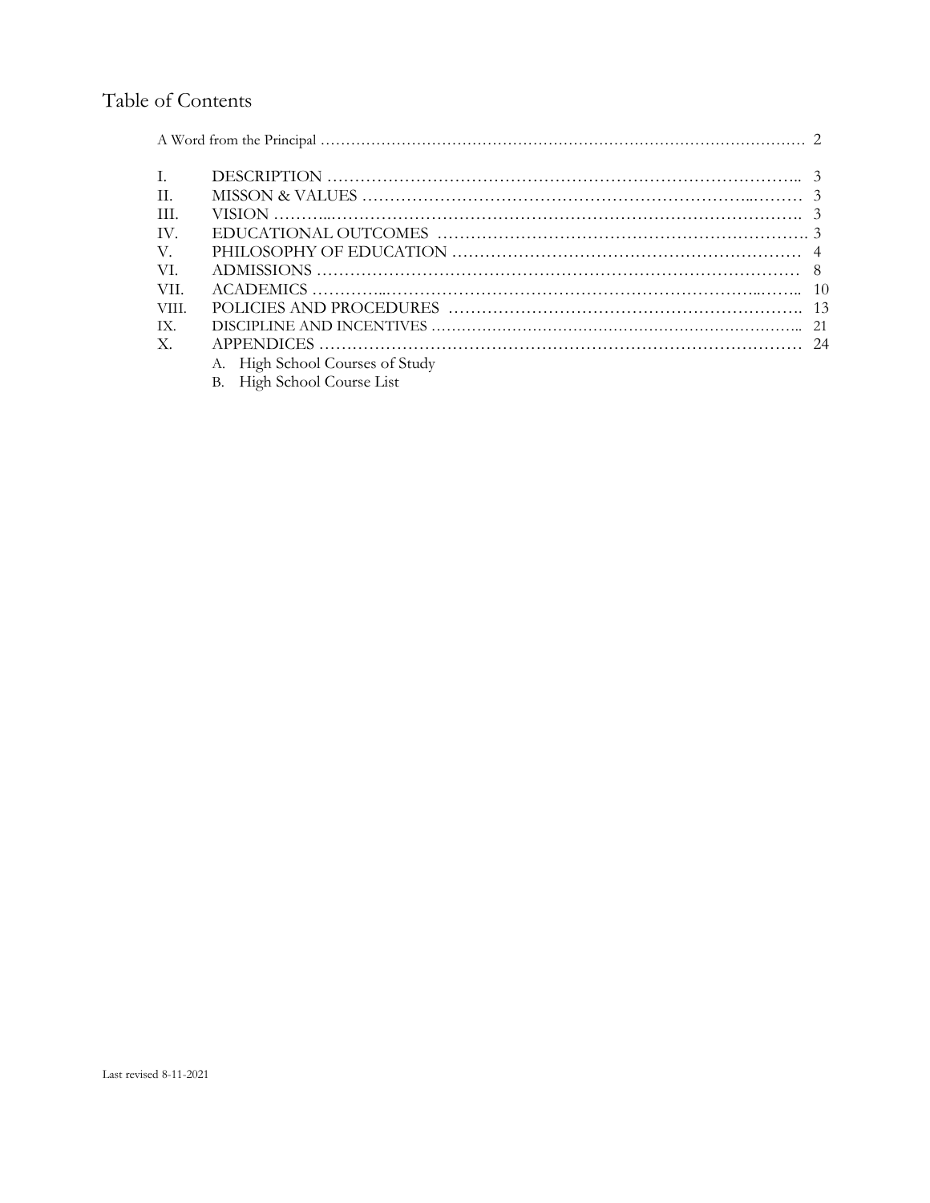# Table of Contents

A Word from the Principal ………………………………………………………………………………… 2

I. DESCRIPTION ………………………………………………………………………….. 3
II. MISSON & VALUES ………………………………………………………………..……… 3
III. VISION ………..……………………………………………………………………………. 3
IV. EDUCATIONAL OUTCOMES ………………………………………………………………. 3
V. PHILOSOPHY OF EDUCATION ……………………………………………………… 4
VI. ADMISSIONS …………………………………………………………………………… 8
VII. ACADEMICS …………..……………………………………………………………..…….. 10
VIII. POLICIES AND PROCEDURES ……………………………………………………. 13
IX. DISCIPLINE AND INCENTIVES ………………………………………………………………... 21
X. APPENDICES …………………………………………………………………………… 24
   A. High School Courses of Study
   B. High School Course List

Last revised 8-11-2021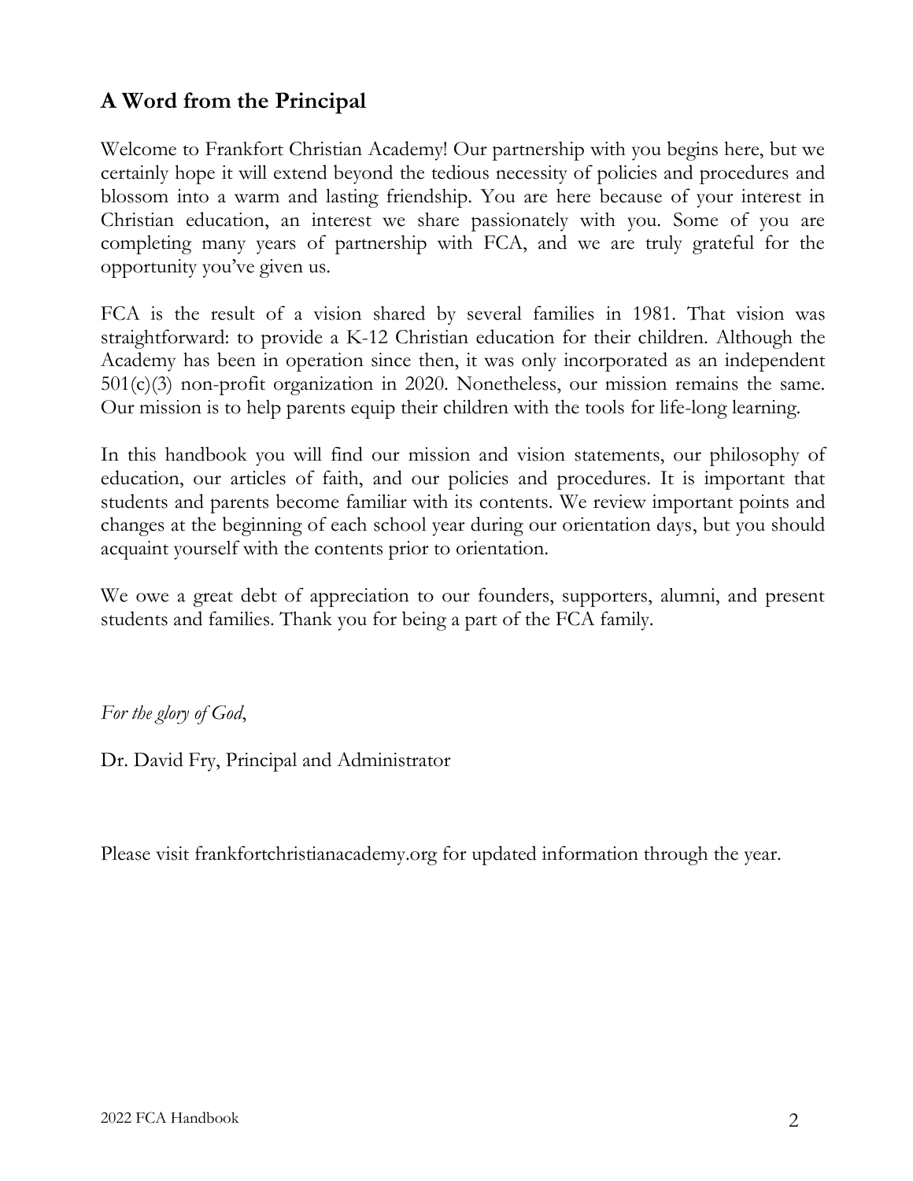## A Word from the Principal

Welcome to Frankfort Christian Academy! Our partnership with you begins here, but we certainly hope it will extend beyond the tedious necessity of policies and procedures and blossom into a warm and lasting friendship. You are here because of your interest in Christian education, an interest we share passionately with you. Some of you are completing many years of partnership with FCA, and we are truly grateful for the opportunity you've given us.

FCA is the result of a vision shared by several families in 1981. That vision was straightforward: to provide a K-12 Christian education for their children. Although the Academy has been in operation since then, it was only incorporated as an independent 501(c)(3) non-profit organization in 2020. Nonetheless, our mission remains the same. Our mission is to help parents equip their children with the tools for life-long learning.

In this handbook you will find our mission and vision statements, our philosophy of education, our articles of faith, and our policies and procedures. It is important that students and parents become familiar with its contents. We review important points and changes at the beginning of each school year during our orientation days, but you should acquaint yourself with the contents prior to orientation.

We owe a great debt of appreciation to our founders, supporters, alumni, and present students and families. Thank you for being a part of the FCA family.

*For the glory of God*,

Dr. David Fry, Principal and Administrator

Please visit frankfortchristianacademy.org for updated information through the year.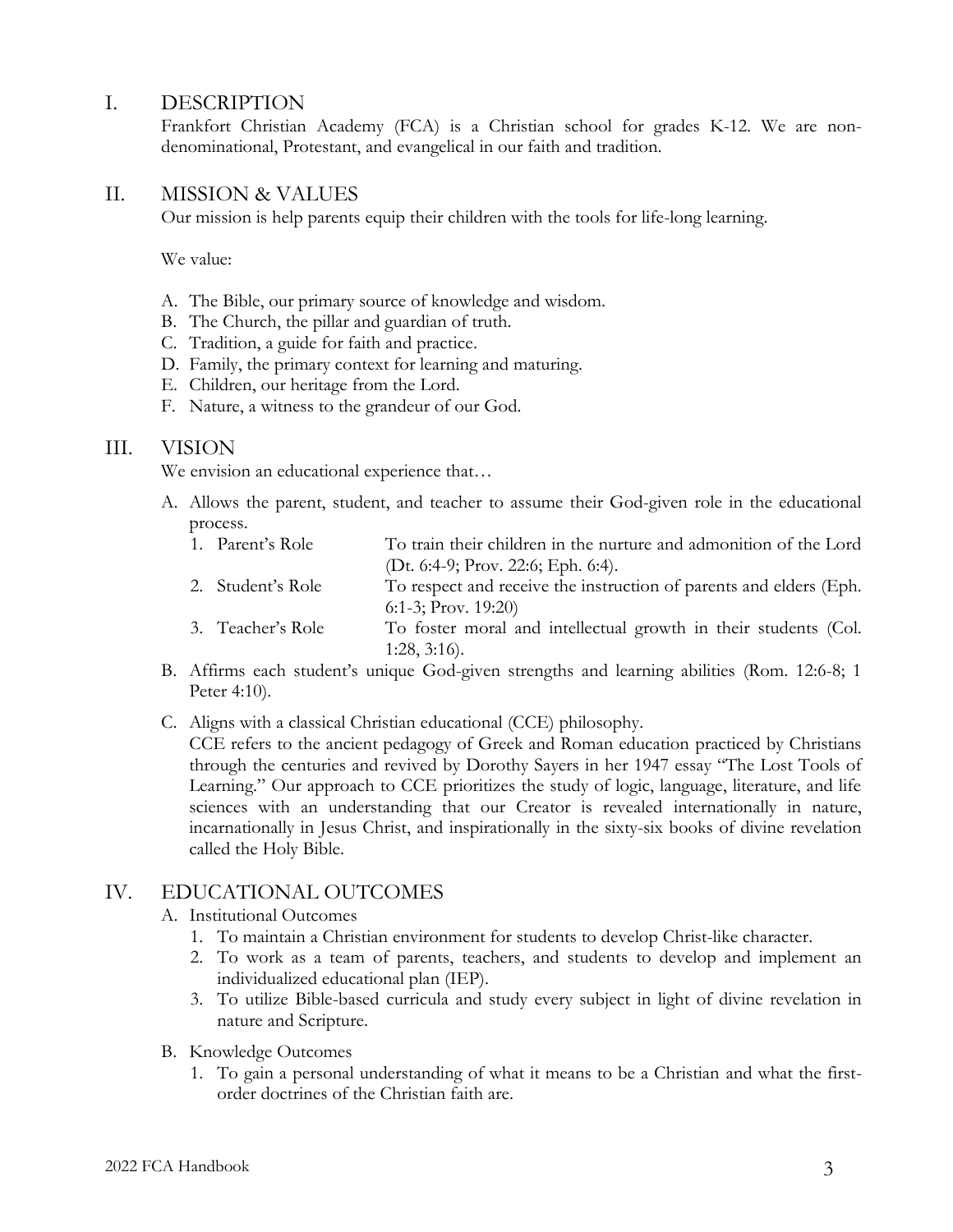## I. DESCRIPTION

Frankfort Christian Academy (FCA) is a Christian school for grades K-12. We are non-denominational, Protestant, and evangelical in our faith and tradition.

## II. MISSION & VALUES

Our mission is help parents equip their children with the tools for life-long learning.

We value:

A. The Bible, our primary source of knowledge and wisdom.
B. The Church, the pillar and guardian of truth.
C. Tradition, a guide for faith and practice.
D. Family, the primary context for learning and maturing.
E. Children, our heritage from the Lord.
F. Nature, a witness to the grandeur of our God.

## III. VISION

We envision an educational experience that…

A. Allows the parent, student, and teacher to assume their God-given role in the educational process.
   1. Parent's Role — To train their children in the nurture and admonition of the Lord (Dt. 6:4-9; Prov. 22:6; Eph. 6:4).
   2. Student's Role — To respect and receive the instruction of parents and elders (Eph. 6:1-3; Prov. 19:20)
   3. Teacher's Role — To foster moral and intellectual growth in their students (Col. 1:28, 3:16).

B. Affirms each student's unique God-given strengths and learning abilities (Rom. 12:6-8; 1 Peter 4:10).

C. Aligns with a classical Christian educational (CCE) philosophy.
   CCE refers to the ancient pedagogy of Greek and Roman education practiced by Christians through the centuries and revived by Dorothy Sayers in her 1947 essay "The Lost Tools of Learning." Our approach to CCE prioritizes the study of logic, language, literature, and life sciences with an understanding that our Creator is revealed internationally in nature, incarnationally in Jesus Christ, and inspirationally in the sixty-six books of divine revelation called the Holy Bible.

## IV. EDUCATIONAL OUTCOMES

A. Institutional Outcomes
   1. To maintain a Christian environment for students to develop Christ-like character.
   2. To work as a team of parents, teachers, and students to develop and implement an individualized educational plan (IEP).
   3. To utilize Bible-based curricula and study every subject in light of divine revelation in nature and Scripture.

B. Knowledge Outcomes
   1. To gain a personal understanding of what it means to be a Christian and what the first-order doctrines of the Christian faith are.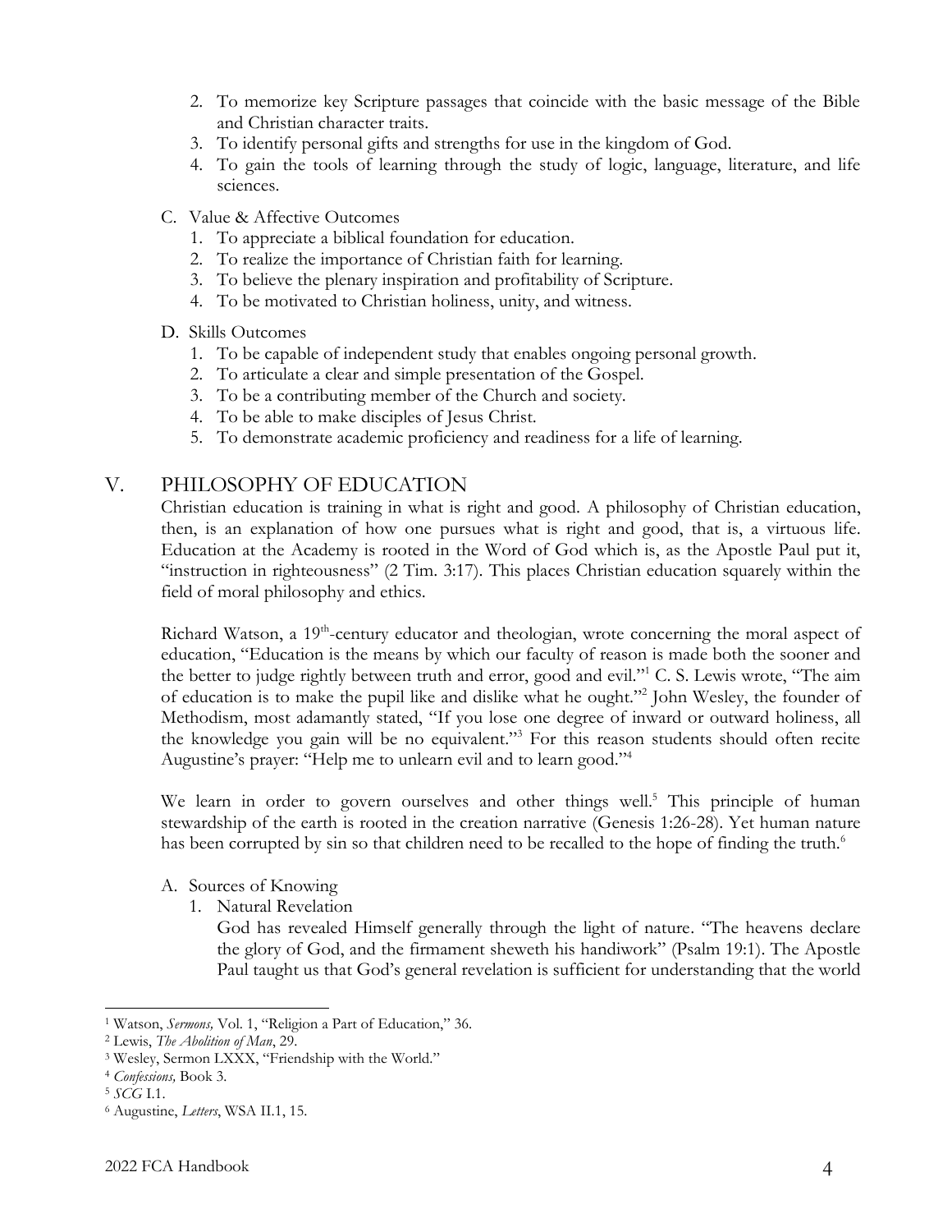2. To memorize key Scripture passages that coincide with the basic message of the Bible and Christian character traits.
3. To identify personal gifts and strengths for use in the kingdom of God.
4. To gain the tools of learning through the study of logic, language, literature, and life sciences.

C. Value & Affective Outcomes

1. To appreciate a biblical foundation for education.
2. To realize the importance of Christian faith for learning.
3. To believe the plenary inspiration and profitability of Scripture.
4. To be motivated to Christian holiness, unity, and witness.

D. Skills Outcomes

1. To be capable of independent study that enables ongoing personal growth.
2. To articulate a clear and simple presentation of the Gospel.
3. To be a contributing member of the Church and society.
4. To be able to make disciples of Jesus Christ.
5. To demonstrate academic proficiency and readiness for a life of learning.

## V. PHILOSOPHY OF EDUCATION

Christian education is training in what is right and good. A philosophy of Christian education, then, is an explanation of how one pursues what is right and good, that is, a virtuous life. Education at the Academy is rooted in the Word of God which is, as the Apostle Paul put it, "instruction in righteousness" (2 Tim. 3:17). This places Christian education squarely within the field of moral philosophy and ethics.

Richard Watson, a 19th-century educator and theologian, wrote concerning the moral aspect of education, "Education is the means by which our faculty of reason is made both the sooner and the better to judge rightly between truth and error, good and evil."[1] C. S. Lewis wrote, "The aim of education is to make the pupil like and dislike what he ought."[2] John Wesley, the founder of Methodism, most adamantly stated, "If you lose one degree of inward or outward holiness, all the knowledge you gain will be no equivalent."[3] For this reason students should often recite Augustine's prayer: "Help me to unlearn evil and to learn good."[4]

We learn in order to govern ourselves and other things well.[5] This principle of human stewardship of the earth is rooted in the creation narrative (Genesis 1:26-28). Yet human nature has been corrupted by sin so that children need to be recalled to the hope of finding the truth.[6]

A. Sources of Knowing

1. Natural Revelation

God has revealed Himself generally through the light of nature. "The heavens declare the glory of God, and the firmament sheweth his handiwork" (Psalm 19:1). The Apostle Paul taught us that God's general revelation is sufficient for understanding that the world

---

[1] Watson, *Sermons,* Vol. 1, "Religion a Part of Education," 36.

[2] Lewis, *The Abolition of Man*, 29.

[3] Wesley, Sermon LXXX, "Friendship with the World."

[4] *Confessions,* Book 3.

[5] *SCG* I.1.

[6] Augustine, *Letters*, WSA II.1, 15.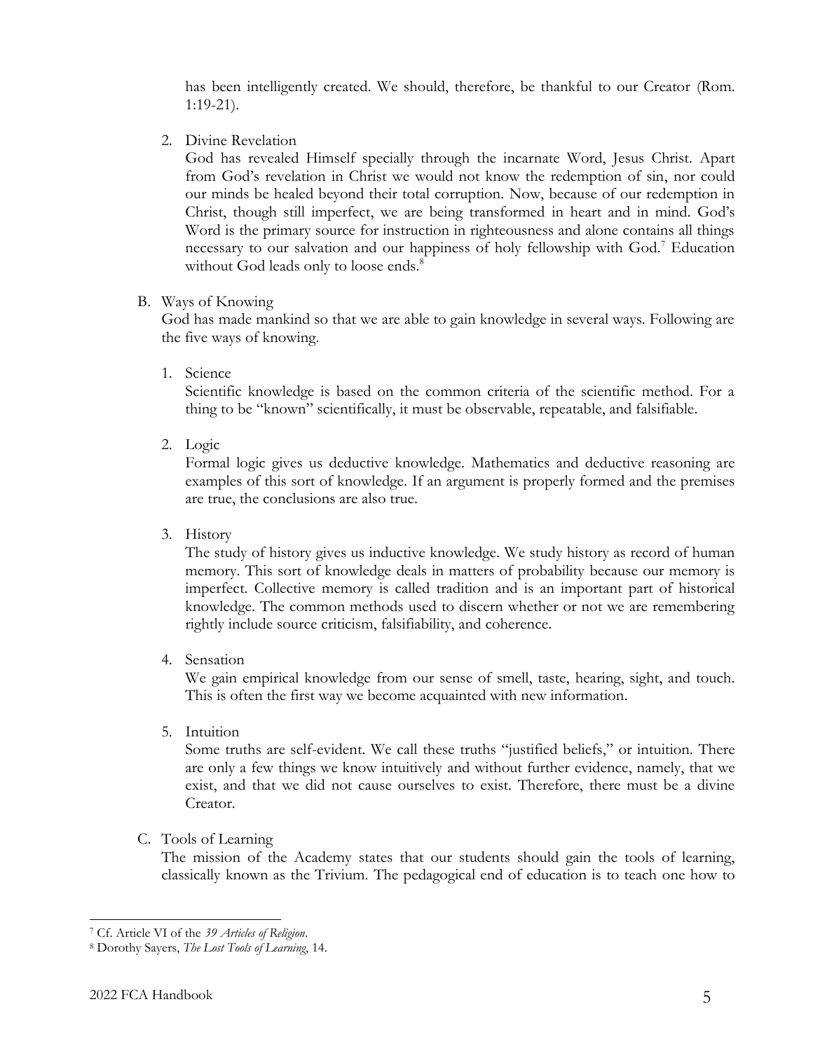has been intelligently created. We should, therefore, be thankful to our Creator (Rom. 1:19-21).

2. Divine Revelation

   God has revealed Himself specially through the incarnate Word, Jesus Christ. Apart from God's revelation in Christ we would not know the redemption of sin, nor could our minds be healed beyond their total corruption. Now, because of our redemption in Christ, though still imperfect, we are being transformed in heart and in mind. God's Word is the primary source for instruction in righteousness and alone contains all things necessary to our salvation and our happiness of holy fellowship with God.[7] Education without God leads only to loose ends.[8]

B. Ways of Knowing

God has made mankind so that we are able to gain knowledge in several ways. Following are the five ways of knowing.

1. Science

   Scientific knowledge is based on the common criteria of the scientific method. For a thing to be "known" scientifically, it must be observable, repeatable, and falsifiable.

2. Logic

   Formal logic gives us deductive knowledge. Mathematics and deductive reasoning are examples of this sort of knowledge. If an argument is properly formed and the premises are true, the conclusions are also true.

3. History

   The study of history gives us inductive knowledge. We study history as record of human memory. This sort of knowledge deals in matters of probability because our memory is imperfect. Collective memory is called tradition and is an important part of historical knowledge. The common methods used to discern whether or not we are remembering rightly include source criticism, falsifiability, and coherence.

4. Sensation

   We gain empirical knowledge from our sense of smell, taste, hearing, sight, and touch. This is often the first way we become acquainted with new information.

5. Intuition

   Some truths are self-evident. We call these truths "justified beliefs," or intuition. There are only a few things we know intuitively and without further evidence, namely, that we exist, and that we did not cause ourselves to exist. Therefore, there must be a divine Creator.

C. Tools of Learning

The mission of the Academy states that our students should gain the tools of learning, classically known as the Trivium. The pedagogical end of education is to teach one how to

---

[7] Cf. Article VI of the *39 Articles of Religion*.

[8] Dorothy Sayers, *The Lost Tools of Learning*, 14.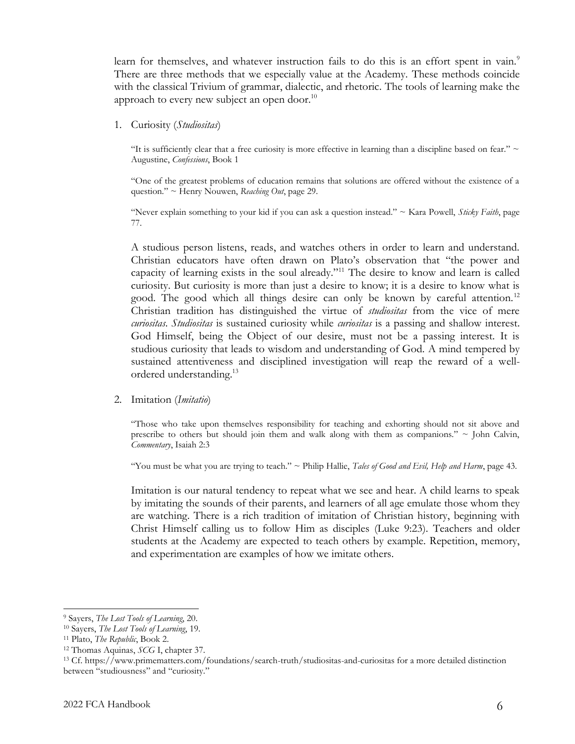learn for themselves, and whatever instruction fails to do this is an effort spent in vain.[9] There are three methods that we especially value at the Academy. These methods coincide with the classical Trivium of grammar, dialectic, and rhetoric. The tools of learning make the approach to every new subject an open door.[10]

1. Curiosity (*Studiositas*)

> "It is sufficiently clear that a free curiosity is more effective in learning than a discipline based on fear." ~ Augustine, *Confessions*, Book 1
>
> "One of the greatest problems of education remains that solutions are offered without the existence of a question." ~ Henry Nouwen, *Reaching Out*, page 29.
>
> "Never explain something to your kid if you can ask a question instead." ~ Kara Powell, *Sticky Faith*, page 77.

A studious person listens, reads, and watches others in order to learn and understand. Christian educators have often drawn on Plato's observation that "the power and capacity of learning exists in the soul already."[11] The desire to know and learn is called curiosity. But curiosity is more than just a desire to know; it is a desire to know what is good. The good which all things desire can only be known by careful attention.[12] Christian tradition has distinguished the virtue of *studiositas* from the vice of mere *curiositas*. *Studiositas* is sustained curiosity while *curiositas* is a passing and shallow interest. God Himself, being the Object of our desire, must not be a passing interest. It is studious curiosity that leads to wisdom and understanding of God. A mind tempered by sustained attentiveness and disciplined investigation will reap the reward of a well-ordered understanding.[13]

2. Imitation (*Imitatio*)

> "Those who take upon themselves responsibility for teaching and exhorting should not sit above and prescribe to others but should join them and walk along with them as companions." ~ John Calvin, *Commentary*, Isaiah 2:3
>
> "You must be what you are trying to teach." ~ Philip Hallie, *Tales of Good and Evil, Help and Harm*, page 43.

Imitation is our natural tendency to repeat what we see and hear. A child learns to speak by imitating the sounds of their parents, and learners of all age emulate those whom they are watching. There is a rich tradition of imitation of Christian history, beginning with Christ Himself calling us to follow Him as disciples (Luke 9:23). Teachers and older students at the Academy are expected to teach others by example. Repetition, memory, and experimentation are examples of how we imitate others.

---

[9] Sayers, *The Lost Tools of Learning*, 20.

[10] Sayers, *The Lost Tools of Learning*, 19.

[11] Plato, *The Republic*, Book 2.

[12] Thomas Aquinas, *SCG* I, chapter 37.

[13] Cf. https://www.primematters.com/foundations/search-truth/studiositas-and-curiositas for a more detailed distinction between "studiousness" and "curiosity."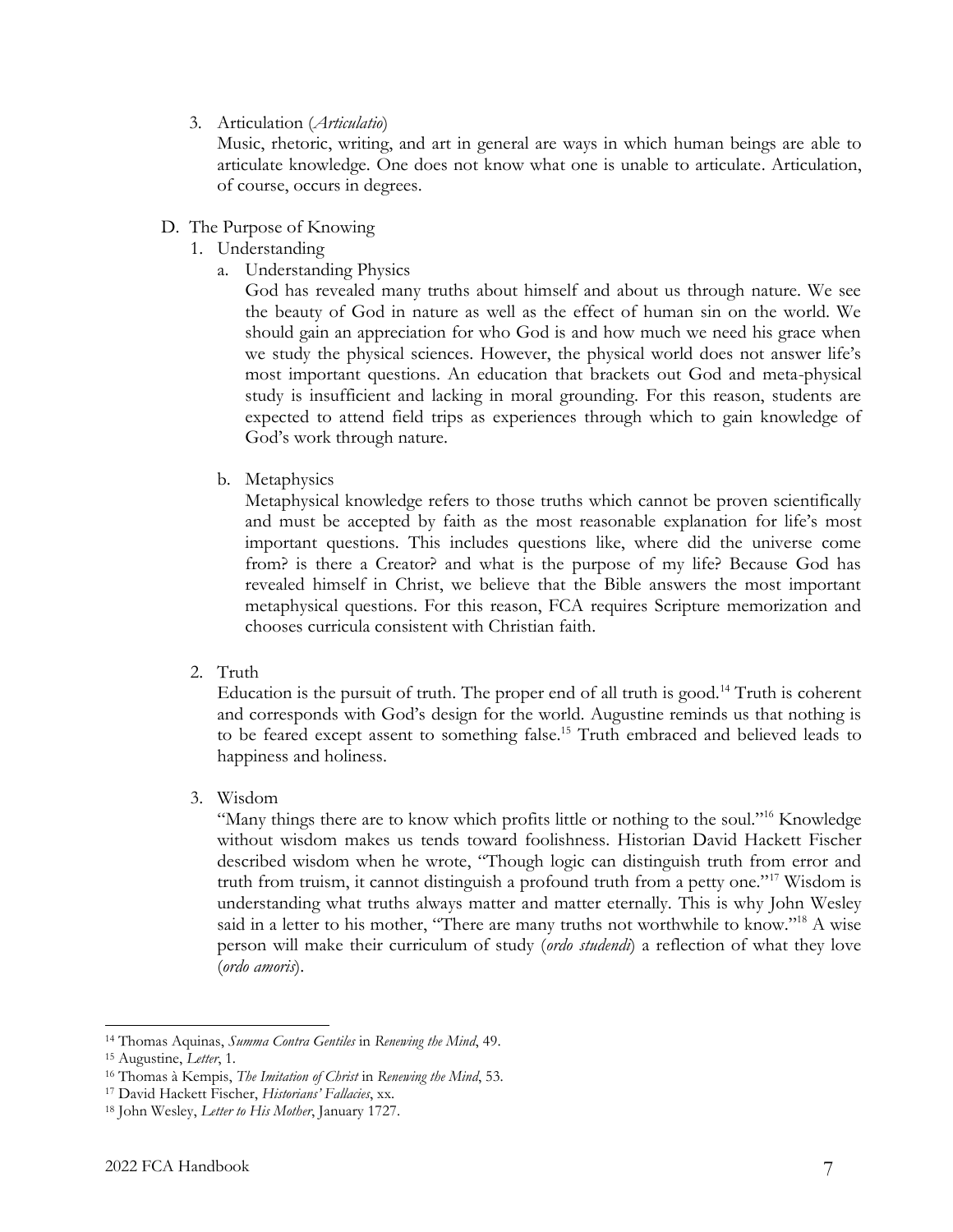3. Articulation (*Articulatio*)

   Music, rhetoric, writing, and art in general are ways in which human beings are able to articulate knowledge. One does not know what one is unable to articulate. Articulation, of course, occurs in degrees.

D. The Purpose of Knowing

1. Understanding

   a. Understanding Physics

   God has revealed many truths about himself and about us through nature. We see the beauty of God in nature as well as the effect of human sin on the world. We should gain an appreciation for who God is and how much we need his grace when we study the physical sciences. However, the physical world does not answer life's most important questions. An education that brackets out God and meta-physical study is insufficient and lacking in moral grounding. For this reason, students are expected to attend field trips as experiences through which to gain knowledge of God's work through nature.

   b. Metaphysics

   Metaphysical knowledge refers to those truths which cannot be proven scientifically and must be accepted by faith as the most reasonable explanation for life's most important questions. This includes questions like, where did the universe come from? is there a Creator? and what is the purpose of my life? Because God has revealed himself in Christ, we believe that the Bible answers the most important metaphysical questions. For this reason, FCA requires Scripture memorization and chooses curricula consistent with Christian faith.

2. Truth

   Education is the pursuit of truth. The proper end of all truth is good.[14] Truth is coherent and corresponds with God's design for the world. Augustine reminds us that nothing is to be feared except assent to something false.[15] Truth embraced and believed leads to happiness and holiness.

3. Wisdom

   "Many things there are to know which profits little or nothing to the soul."[16] Knowledge without wisdom makes us tends toward foolishness. Historian David Hackett Fischer described wisdom when he wrote, "Though logic can distinguish truth from error and truth from truism, it cannot distinguish a profound truth from a petty one."[17] Wisdom is understanding what truths always matter and matter eternally. This is why John Wesley said in a letter to his mother, "There are many truths not worthwhile to know."[18] A wise person will make their curriculum of study (*ordo studendi*) a reflection of what they love (*ordo amoris*).

---

[14] Thomas Aquinas, *Summa Contra Gentiles* in *Renewing the Mind*, 49.

[15] Augustine, *Letter*, 1.

[16] Thomas à Kempis, *The Imitation of Christ* in *Renewing the Mind*, 53.

[17] David Hackett Fischer, *Historians' Fallacies*, xx.

[18] John Wesley, *Letter to His Mother*, January 1727.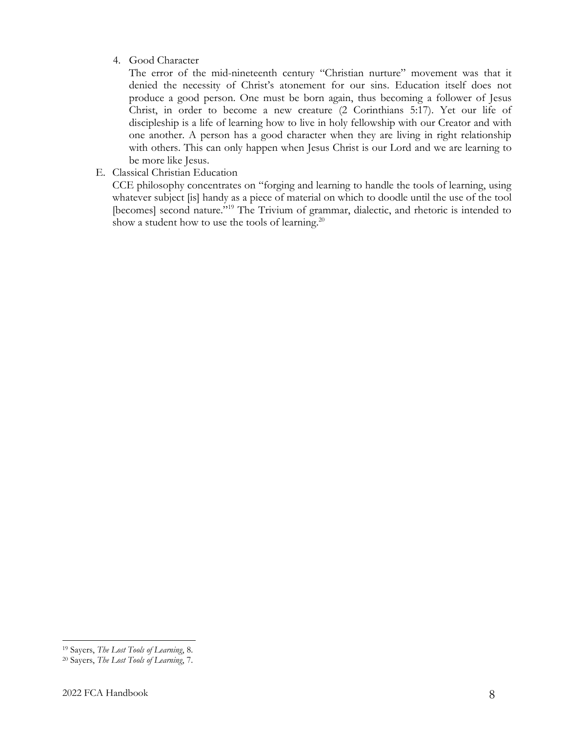4. Good Character

   The error of the mid-nineteenth century "Christian nurture" movement was that it denied the necessity of Christ's atonement for our sins. Education itself does not produce a good person. One must be born again, thus becoming a follower of Jesus Christ, in order to become a new creature (2 Corinthians 5:17). Yet our life of discipleship is a life of learning how to live in holy fellowship with our Creator and with one another. A person has a good character when they are living in right relationship with others. This can only happen when Jesus Christ is our Lord and we are learning to be more like Jesus.

E. Classical Christian Education

CCE philosophy concentrates on "forging and learning to handle the tools of learning, using whatever subject [is] handy as a piece of material on which to doodle until the use of the tool [becomes] second nature."[19] The Trivium of grammar, dialectic, and rhetoric is intended to show a student how to use the tools of learning.[20]

---

[19] Sayers, *The Lost Tools of Learning*, 8.

[20] Sayers, *The Lost Tools of Learning*, 7.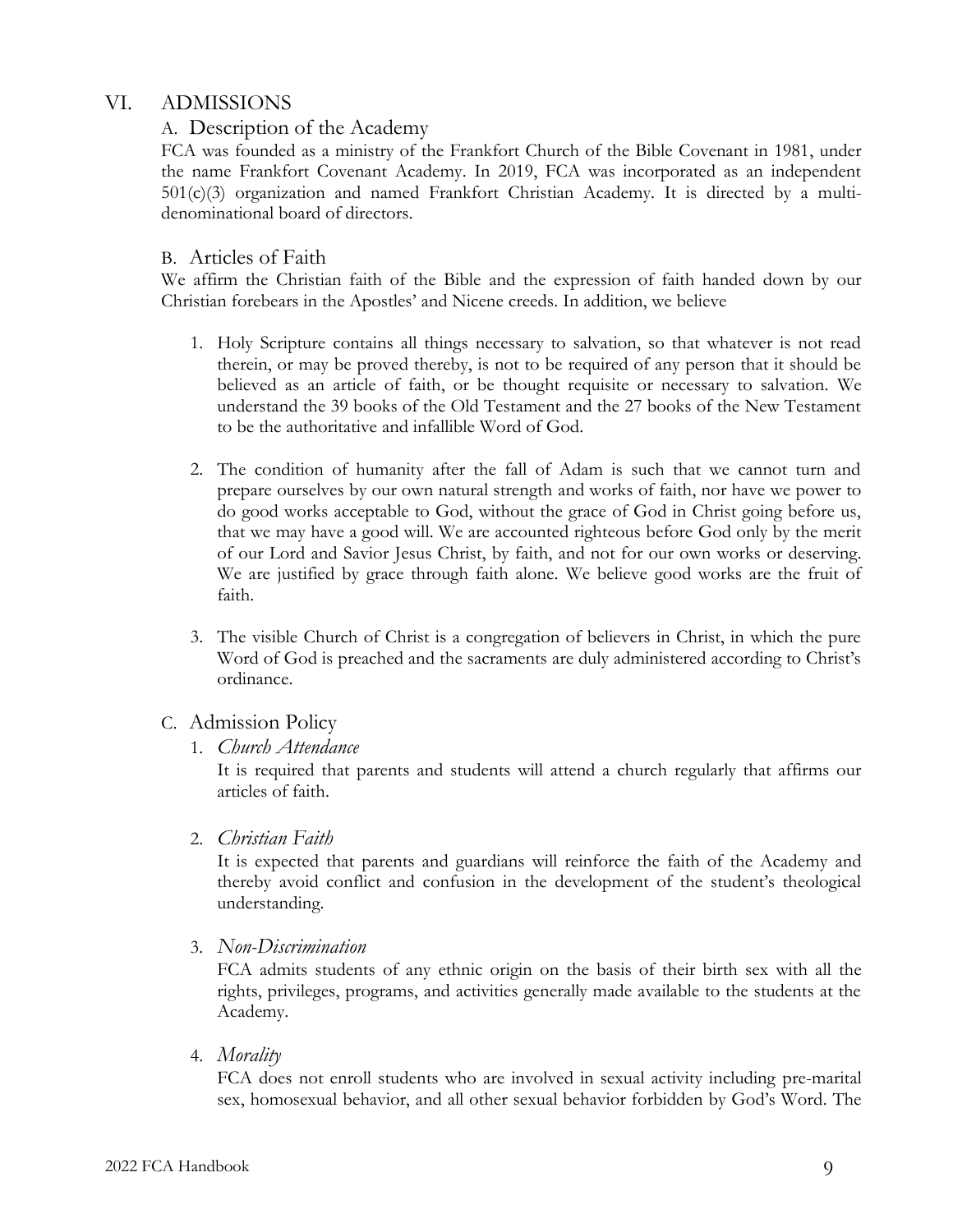# VI. ADMISSIONS

## A. Description of the Academy

FCA was founded as a ministry of the Frankfort Church of the Bible Covenant in 1981, under the name Frankfort Covenant Academy. In 2019, FCA was incorporated as an independent 501(c)(3) organization and named Frankfort Christian Academy. It is directed by a multi-denominational board of directors.

## B. Articles of Faith

We affirm the Christian faith of the Bible and the expression of faith handed down by our Christian forebears in the Apostles' and Nicene creeds. In addition, we believe

1. Holy Scripture contains all things necessary to salvation, so that whatever is not read therein, or may be proved thereby, is not to be required of any person that it should be believed as an article of faith, or be thought requisite or necessary to salvation. We understand the 39 books of the Old Testament and the 27 books of the New Testament to be the authoritative and infallible Word of God.

2. The condition of humanity after the fall of Adam is such that we cannot turn and prepare ourselves by our own natural strength and works of faith, nor have we power to do good works acceptable to God, without the grace of God in Christ going before us, that we may have a good will. We are accounted righteous before God only by the merit of our Lord and Savior Jesus Christ, by faith, and not for our own works or deserving. We are justified by grace through faith alone. We believe good works are the fruit of faith.

3. The visible Church of Christ is a congregation of believers in Christ, in which the pure Word of God is preached and the sacraments are duly administered according to Christ's ordinance.

## C. Admission Policy

1. *Church Attendance*

   It is required that parents and students will attend a church regularly that affirms our articles of faith.

2. *Christian Faith*

   It is expected that parents and guardians will reinforce the faith of the Academy and thereby avoid conflict and confusion in the development of the student's theological understanding.

3. *Non-Discrimination*

   FCA admits students of any ethnic origin on the basis of their birth sex with all the rights, privileges, programs, and activities generally made available to the students at the Academy.

4. *Morality*

   FCA does not enroll students who are involved in sexual activity including pre-marital sex, homosexual behavior, and all other sexual behavior forbidden by God's Word. The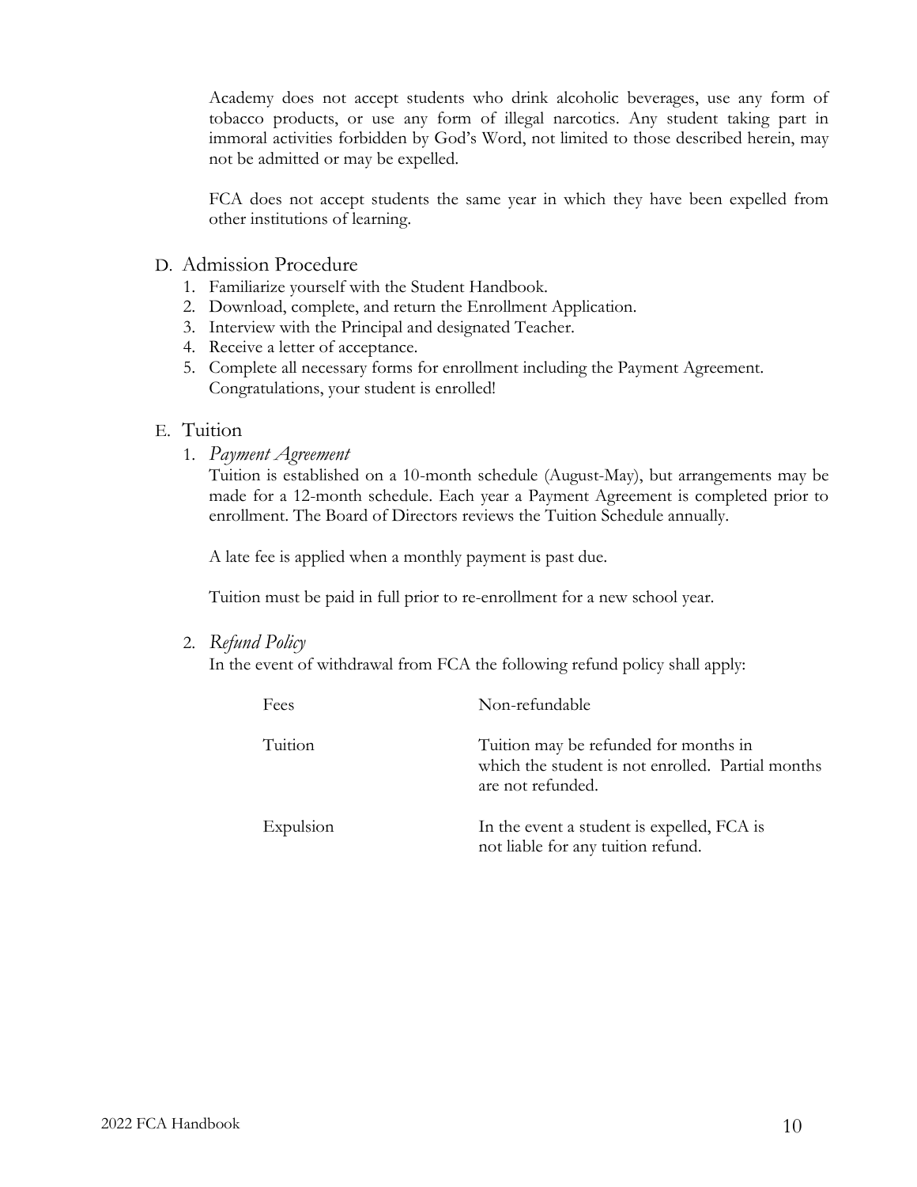Academy does not accept students who drink alcoholic beverages, use any form of tobacco products, or use any form of illegal narcotics. Any student taking part in immoral activities forbidden by God's Word, not limited to those described herein, may not be admitted or may be expelled.

FCA does not accept students the same year in which they have been expelled from other institutions of learning.

## D. Admission Procedure

1. Familiarize yourself with the Student Handbook.
2. Download, complete, and return the Enrollment Application.
3. Interview with the Principal and designated Teacher.
4. Receive a letter of acceptance.
5. Complete all necessary forms for enrollment including the Payment Agreement. Congratulations, your student is enrolled!

## E. Tuition

### 1. *Payment Agreement*

Tuition is established on a 10-month schedule (August-May), but arrangements may be made for a 12-month schedule. Each year a Payment Agreement is completed prior to enrollment. The Board of Directors reviews the Tuition Schedule annually.

A late fee is applied when a monthly payment is past due.

Tuition must be paid in full prior to re-enrollment for a new school year.

### 2. *Refund Policy*

In the event of withdrawal from FCA the following refund policy shall apply:

| | |
|---|---|
| Fees | Non-refundable |
| Tuition | Tuition may be refunded for months in which the student is not enrolled. Partial months are not refunded. |
| Expulsion | In the event a student is expelled, FCA is not liable for any tuition refund. |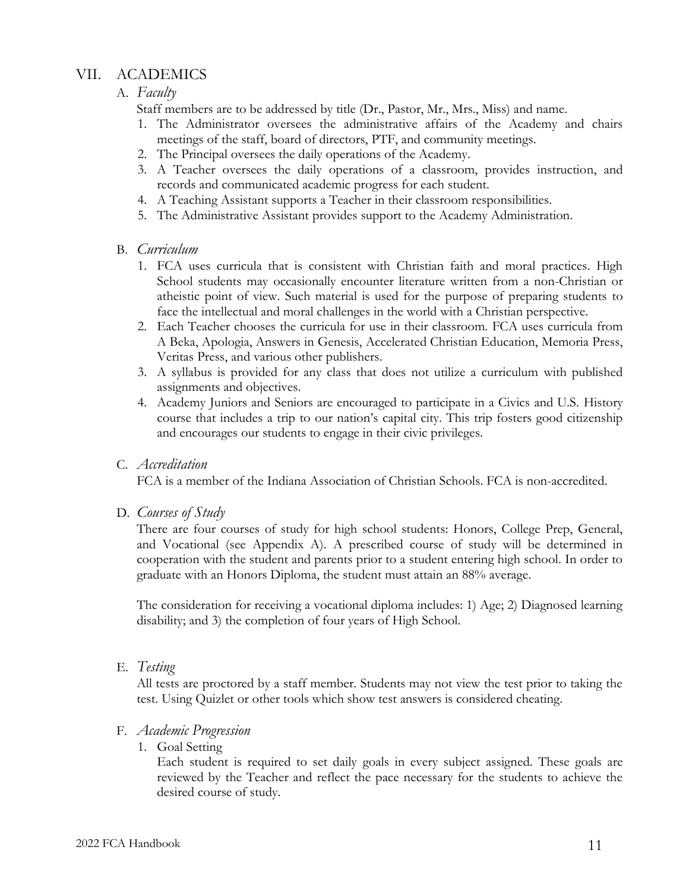## VII. ACADEMICS

### A. *Faculty*

Staff members are to be addressed by title (Dr., Pastor, Mr., Mrs., Miss) and name.

1. The Administrator oversees the administrative affairs of the Academy and chairs meetings of the staff, board of directors, PTF, and community meetings.
2. The Principal oversees the daily operations of the Academy.
3. A Teacher oversees the daily operations of a classroom, provides instruction, and records and communicated academic progress for each student.
4. A Teaching Assistant supports a Teacher in their classroom responsibilities.
5. The Administrative Assistant provides support to the Academy Administration.

### B. *Curriculum*

1. FCA uses curricula that is consistent with Christian faith and moral practices. High School students may occasionally encounter literature written from a non-Christian or atheistic point of view. Such material is used for the purpose of preparing students to face the intellectual and moral challenges in the world with a Christian perspective.
2. Each Teacher chooses the curricula for use in their classroom. FCA uses curricula from A Beka, Apologia, Answers in Genesis, Accelerated Christian Education, Memoria Press, Veritas Press, and various other publishers.
3. A syllabus is provided for any class that does not utilize a curriculum with published assignments and objectives.
4. Academy Juniors and Seniors are encouraged to participate in a Civics and U.S. History course that includes a trip to our nation's capital city. This trip fosters good citizenship and encourages our students to engage in their civic privileges.

### C. *Accreditation*

FCA is a member of the Indiana Association of Christian Schools. FCA is non-accredited.

### D. *Courses of Study*

There are four courses of study for high school students: Honors, College Prep, General, and Vocational (see Appendix A). A prescribed course of study will be determined in cooperation with the student and parents prior to a student entering high school. In order to graduate with an Honors Diploma, the student must attain an 88% average.

The consideration for receiving a vocational diploma includes: 1) Age; 2) Diagnosed learning disability; and 3) the completion of four years of High School.

### E. *Testing*

All tests are proctored by a staff member. Students may not view the test prior to taking the test. Using Quizlet or other tools which show test answers is considered cheating.

### F. *Academic Progression*

1. Goal Setting

   Each student is required to set daily goals in every subject assigned. These goals are reviewed by the Teacher and reflect the pace necessary for the students to achieve the desired course of study.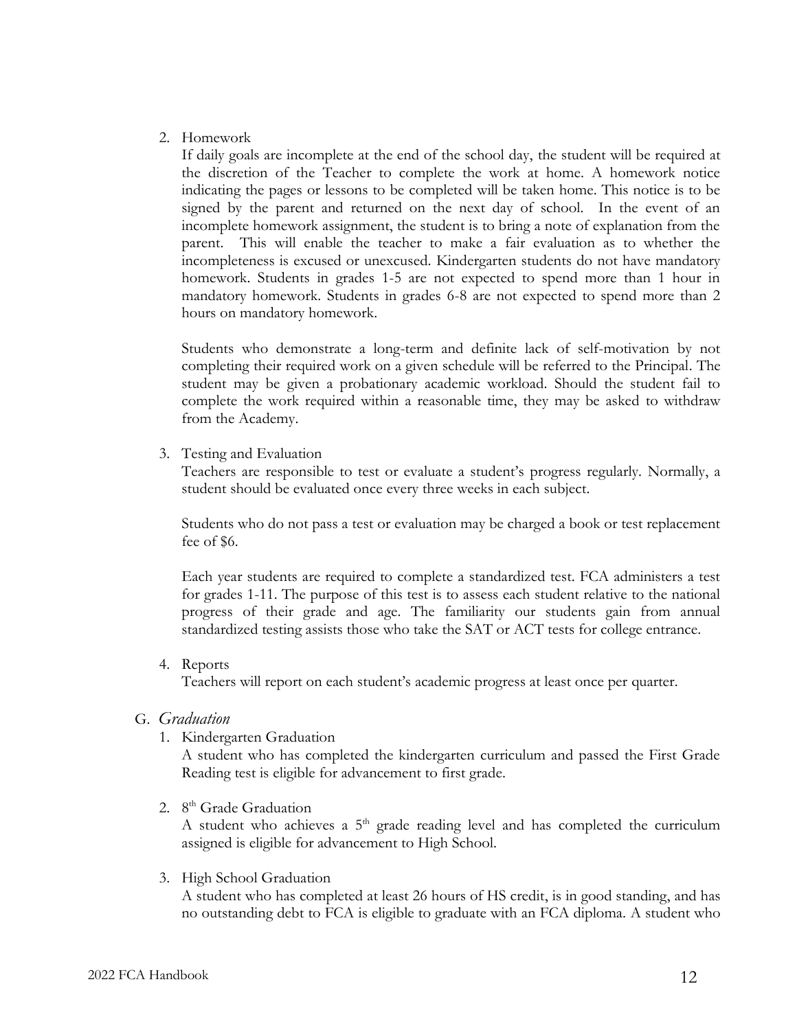2. Homework

   If daily goals are incomplete at the end of the school day, the student will be required at the discretion of the Teacher to complete the work at home. A homework notice indicating the pages or lessons to be completed will be taken home. This notice is to be signed by the parent and returned on the next day of school. In the event of an incomplete homework assignment, the student is to bring a note of explanation from the parent. This will enable the teacher to make a fair evaluation as to whether the incompleteness is excused or unexcused. Kindergarten students do not have mandatory homework. Students in grades 1-5 are not expected to spend more than 1 hour in mandatory homework. Students in grades 6-8 are not expected to spend more than 2 hours on mandatory homework.

   Students who demonstrate a long-term and definite lack of self-motivation by not completing their required work on a given schedule will be referred to the Principal. The student may be given a probationary academic workload. Should the student fail to complete the work required within a reasonable time, they may be asked to withdraw from the Academy.

3. Testing and Evaluation

   Teachers are responsible to test or evaluate a student's progress regularly. Normally, a student should be evaluated once every three weeks in each subject.

   Students who do not pass a test or evaluation may be charged a book or test replacement fee of $6.

   Each year students are required to complete a standardized test. FCA administers a test for grades 1-11. The purpose of this test is to assess each student relative to the national progress of their grade and age. The familiarity our students gain from annual standardized testing assists those who take the SAT or ACT tests for college entrance.

4. Reports

   Teachers will report on each student's academic progress at least once per quarter.

G. *Graduation*

1. Kindergarten Graduation

   A student who has completed the kindergarten curriculum and passed the First Grade Reading test is eligible for advancement to first grade.

2. 8th Grade Graduation

   A student who achieves a 5th grade reading level and has completed the curriculum assigned is eligible for advancement to High School.

3. High School Graduation

   A student who has completed at least 26 hours of HS credit, is in good standing, and has no outstanding debt to FCA is eligible to graduate with an FCA diploma. A student who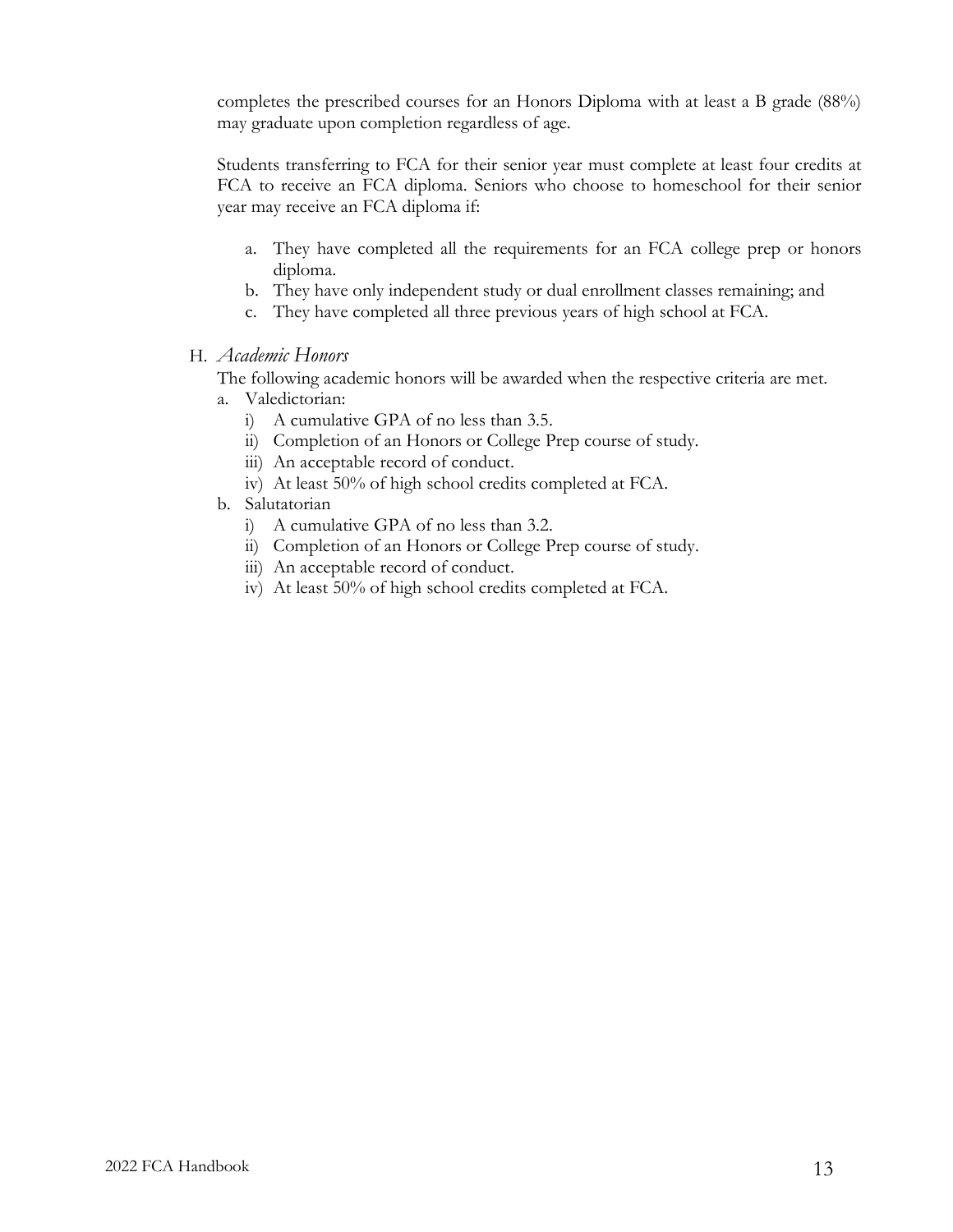completes the prescribed courses for an Honors Diploma with at least a B grade (88%) may graduate upon completion regardless of age.

Students transferring to FCA for their senior year must complete at least four credits at FCA to receive an FCA diploma. Seniors who choose to homeschool for their senior year may receive an FCA diploma if:

a. They have completed all the requirements for an FCA college prep or honors diploma.
b. They have only independent study or dual enrollment classes remaining; and
c. They have completed all three previous years of high school at FCA.

H. *Academic Honors*

The following academic honors will be awarded when the respective criteria are met.

a. Valedictorian:
   i) A cumulative GPA of no less than 3.5.
   ii) Completion of an Honors or College Prep course of study.
   iii) An acceptable record of conduct.
   iv) At least 50% of high school credits completed at FCA.
b. Salutatorian
   i) A cumulative GPA of no less than 3.2.
   ii) Completion of an Honors or College Prep course of study.
   iii) An acceptable record of conduct.
   iv) At least 50% of high school credits completed at FCA.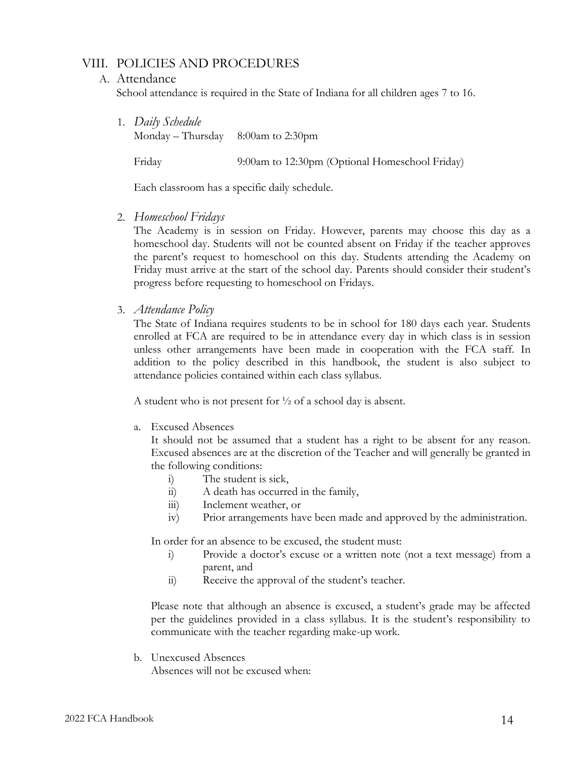# VIII. POLICIES AND PROCEDURES

## A. Attendance

School attendance is required in the State of Indiana for all children ages 7 to 16.

### 1. *Daily Schedule*

Monday – Thursday 8:00am to 2:30pm

Friday 9:00am to 12:30pm (Optional Homeschool Friday)

Each classroom has a specific daily schedule.

### 2. *Homeschool Fridays*

The Academy is in session on Friday. However, parents may choose this day as a homeschool day. Students will not be counted absent on Friday if the teacher approves the parent's request to homeschool on this day. Students attending the Academy on Friday must arrive at the start of the school day. Parents should consider their student's progress before requesting to homeschool on Fridays.

### 3. *Attendance Policy*

The State of Indiana requires students to be in school for 180 days each year. Students enrolled at FCA are required to be in attendance every day in which class is in session unless other arrangements have been made in cooperation with the FCA staff. In addition to the policy described in this handbook, the student is also subject to attendance policies contained within each class syllabus.

A student who is not present for ½ of a school day is absent.

a. Excused Absences

It should not be assumed that a student has a right to be absent for any reason. Excused absences are at the discretion of the Teacher and will generally be granted in the following conditions:

i) The student is sick,
ii) A death has occurred in the family,
iii) Inclement weather, or
iv) Prior arrangements have been made and approved by the administration.

In order for an absence to be excused, the student must:

i) Provide a doctor's excuse or a written note (not a text message) from a parent, and
ii) Receive the approval of the student's teacher.

Please note that although an absence is excused, a student's grade may be affected per the guidelines provided in a class syllabus. It is the student's responsibility to communicate with the teacher regarding make-up work.

b. Unexcused Absences

Absences will not be excused when: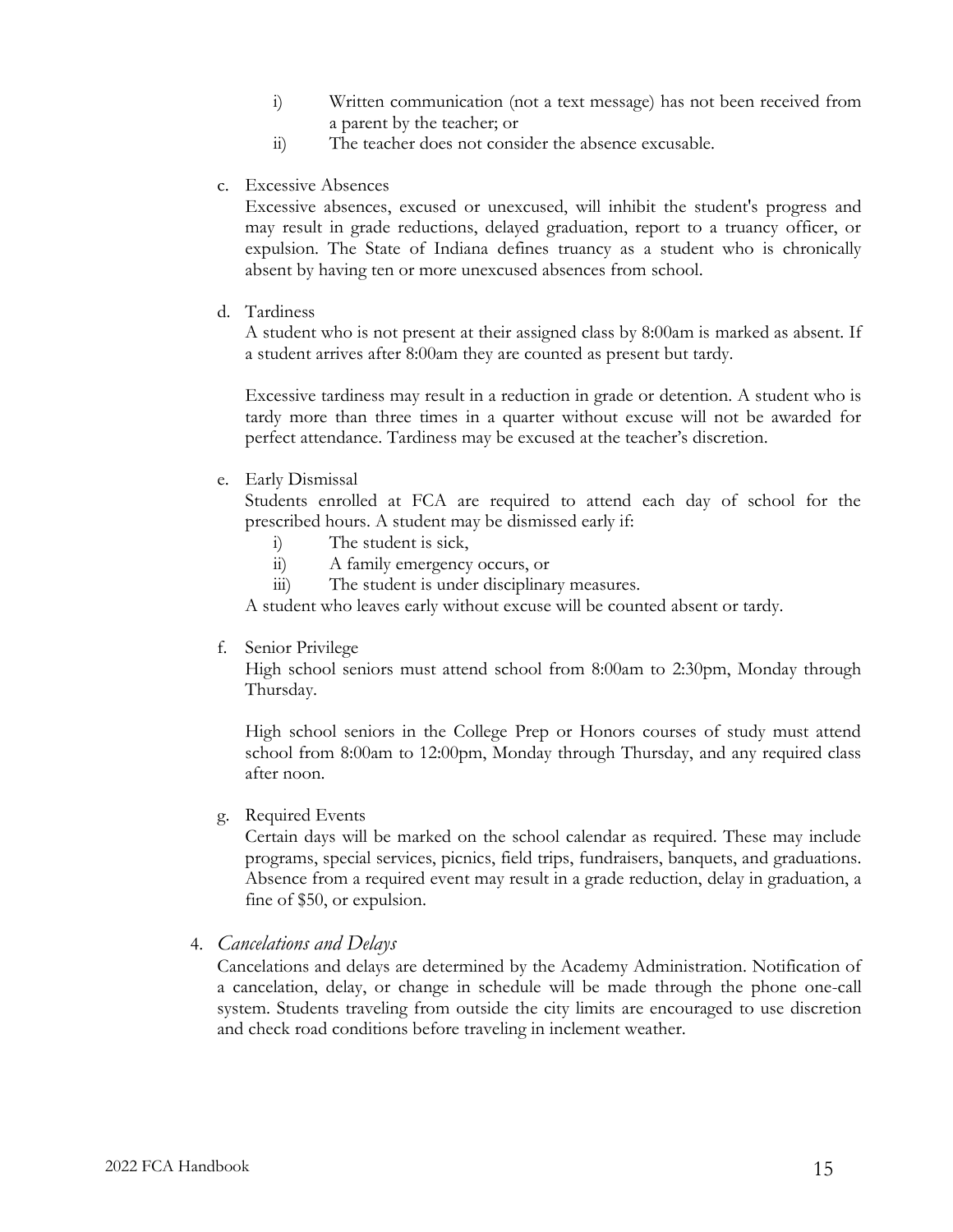i) Written communication (not a text message) has not been received from a parent by the teacher; or
   ii) The teacher does not consider the absence excusable.

c. Excessive Absences

   Excessive absences, excused or unexcused, will inhibit the student's progress and may result in grade reductions, delayed graduation, report to a truancy officer, or expulsion. The State of Indiana defines truancy as a student who is chronically absent by having ten or more unexcused absences from school.

d. Tardiness

   A student who is not present at their assigned class by 8:00am is marked as absent. If a student arrives after 8:00am they are counted as present but tardy.

   Excessive tardiness may result in a reduction in grade or detention. A student who is tardy more than three times in a quarter without excuse will not be awarded for perfect attendance. Tardiness may be excused at the teacher's discretion.

e. Early Dismissal

   Students enrolled at FCA are required to attend each day of school for the prescribed hours. A student may be dismissed early if:

   i) The student is sick,
   ii) A family emergency occurs, or
   iii) The student is under disciplinary measures.

   A student who leaves early without excuse will be counted absent or tardy.

f. Senior Privilege

   High school seniors must attend school from 8:00am to 2:30pm, Monday through Thursday.

   High school seniors in the College Prep or Honors courses of study must attend school from 8:00am to 12:00pm, Monday through Thursday, and any required class after noon.

g. Required Events

   Certain days will be marked on the school calendar as required. These may include programs, special services, picnics, field trips, fundraisers, banquets, and graduations. Absence from a required event may result in a grade reduction, delay in graduation, a fine of $50, or expulsion.

4. *Cancelations and Delays*

   Cancelations and delays are determined by the Academy Administration. Notification of a cancelation, delay, or change in schedule will be made through the phone one-call system. Students traveling from outside the city limits are encouraged to use discretion and check road conditions before traveling in inclement weather.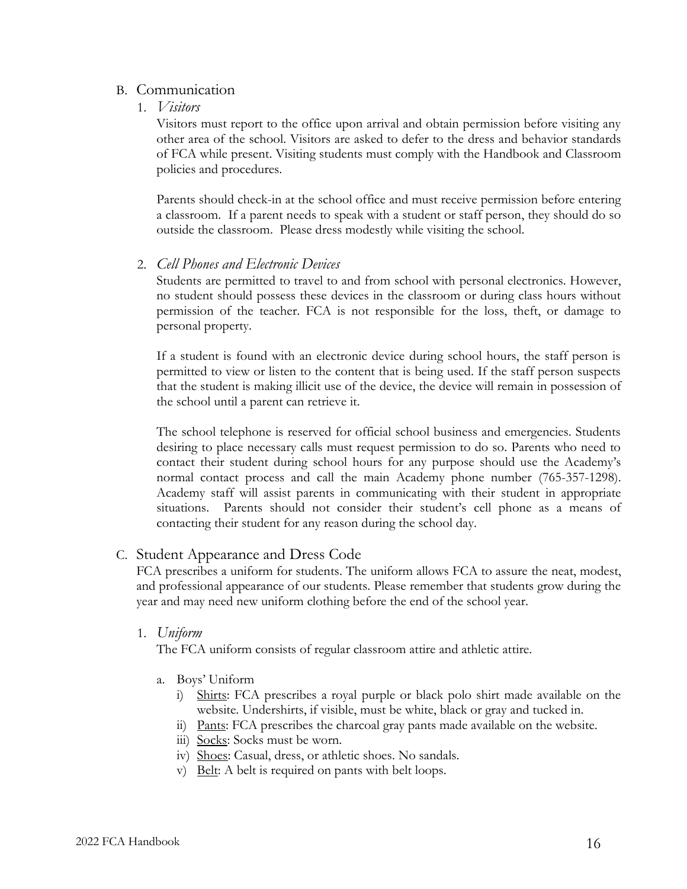## B. Communication

### 1. *Visitors*

Visitors must report to the office upon arrival and obtain permission before visiting any other area of the school. Visitors are asked to defer to the dress and behavior standards of FCA while present. Visiting students must comply with the Handbook and Classroom policies and procedures.

Parents should check-in at the school office and must receive permission before entering a classroom. If a parent needs to speak with a student or staff person, they should do so outside the classroom. Please dress modestly while visiting the school.

### 2. *Cell Phones and Electronic Devices*

Students are permitted to travel to and from school with personal electronics. However, no student should possess these devices in the classroom or during class hours without permission of the teacher. FCA is not responsible for the loss, theft, or damage to personal property.

If a student is found with an electronic device during school hours, the staff person is permitted to view or listen to the content that is being used. If the staff person suspects that the student is making illicit use of the device, the device will remain in possession of the school until a parent can retrieve it.

The school telephone is reserved for official school business and emergencies. Students desiring to place necessary calls must request permission to do so. Parents who need to contact their student during school hours for any purpose should use the Academy's normal contact process and call the main Academy phone number (765-357-1298). Academy staff will assist parents in communicating with their student in appropriate situations. Parents should not consider their student's cell phone as a means of contacting their student for any reason during the school day.

## C. Student Appearance and Dress Code

FCA prescribes a uniform for students. The uniform allows FCA to assure the neat, modest, and professional appearance of our students. Please remember that students grow during the year and may need new uniform clothing before the end of the school year.

### 1. *Uniform*

The FCA uniform consists of regular classroom attire and athletic attire.

a. Boys' Uniform

- i) Shirts: FCA prescribes a royal purple or black polo shirt made available on the website. Undershirts, if visible, must be white, black or gray and tucked in.
- ii) Pants: FCA prescribes the charcoal gray pants made available on the website.
- iii) Socks: Socks must be worn.
- iv) Shoes: Casual, dress, or athletic shoes. No sandals.
- v) Belt: A belt is required on pants with belt loops.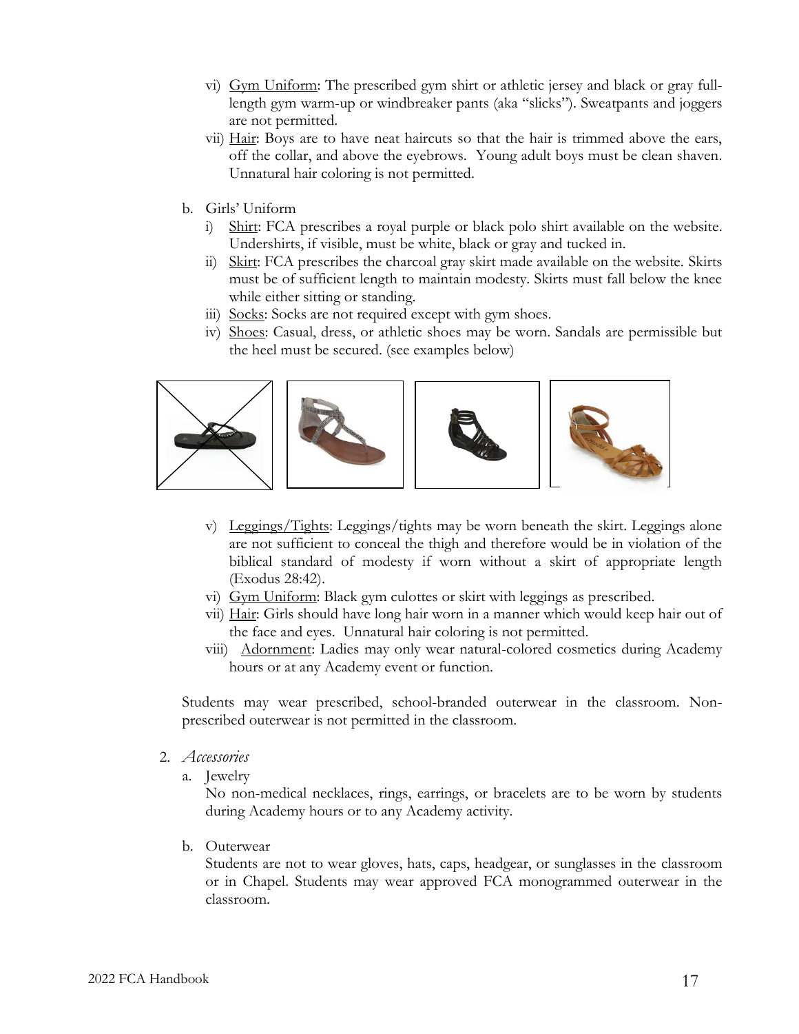vi) Gym Uniform: The prescribed gym shirt or athletic jersey and black or gray full-length gym warm-up or windbreaker pants (aka "slicks"). Sweatpants and joggers are not permitted.

vii) Hair: Boys are to have neat haircuts so that the hair is trimmed above the ears, off the collar, and above the eyebrows. Young adult boys must be clean shaven. Unnatural hair coloring is not permitted.

b. Girls' Uniform

i) Shirt: FCA prescribes a royal purple or black polo shirt available on the website. Undershirts, if visible, must be white, black or gray and tucked in.

ii) Skirt: FCA prescribes the charcoal gray skirt made available on the website. Skirts must be of sufficient length to maintain modesty. Skirts must fall below the knee while either sitting or standing.

iii) Socks: Socks are not required except with gym shoes.

iv) Shoes: Casual, dress, or athletic shoes may be worn. Sandals are permissible but the heel must be secured. (see examples below)

v) Leggings/Tights: Leggings/tights may be worn beneath the skirt. Leggings alone are not sufficient to conceal the thigh and therefore would be in violation of the biblical standard of modesty if worn without a skirt of appropriate length (Exodus 28:42).

vi) Gym Uniform: Black gym culottes or skirt with leggings as prescribed.

vii) Hair: Girls should have long hair worn in a manner which would keep hair out of the face and eyes. Unnatural hair coloring is not permitted.

viii) Adornment: Ladies may only wear natural-colored cosmetics during Academy hours or at any Academy event or function.

Students may wear prescribed, school-branded outerwear in the classroom. Non-prescribed outerwear is not permitted in the classroom.

2. *Accessories*

a. Jewelry

No non-medical necklaces, rings, earrings, or bracelets are to be worn by students during Academy hours or to any Academy activity.

b. Outerwear

Students are not to wear gloves, hats, caps, headgear, or sunglasses in the classroom or in Chapel. Students may wear approved FCA monogrammed outerwear in the classroom.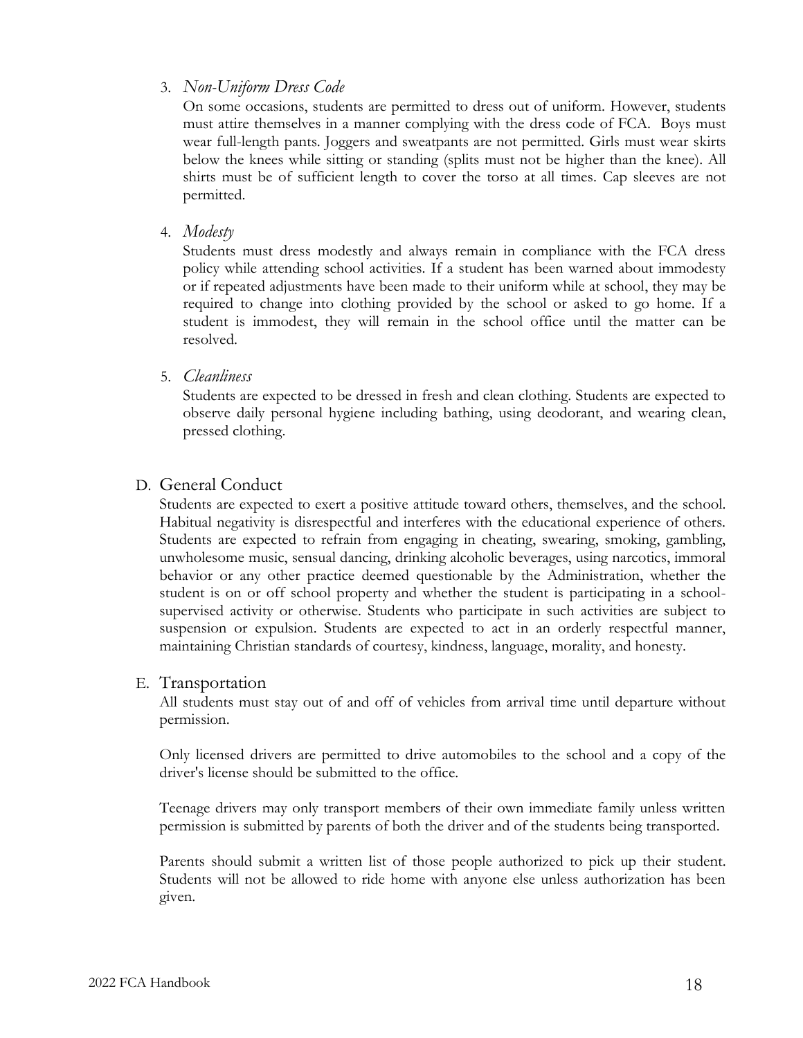3. *Non-Uniform Dress Code*

   On some occasions, students are permitted to dress out of uniform. However, students must attire themselves in a manner complying with the dress code of FCA. Boys must wear full-length pants. Joggers and sweatpants are not permitted. Girls must wear skirts below the knees while sitting or standing (splits must not be higher than the knee). All shirts must be of sufficient length to cover the torso at all times. Cap sleeves are not permitted.

4. *Modesty*

   Students must dress modestly and always remain in compliance with the FCA dress policy while attending school activities. If a student has been warned about immodesty or if repeated adjustments have been made to their uniform while at school, they may be required to change into clothing provided by the school or asked to go home. If a student is immodest, they will remain in the school office until the matter can be resolved.

5. *Cleanliness*

   Students are expected to be dressed in fresh and clean clothing. Students are expected to observe daily personal hygiene including bathing, using deodorant, and wearing clean, pressed clothing.

## D. General Conduct

Students are expected to exert a positive attitude toward others, themselves, and the school. Habitual negativity is disrespectful and interferes with the educational experience of others. Students are expected to refrain from engaging in cheating, swearing, smoking, gambling, unwholesome music, sensual dancing, drinking alcoholic beverages, using narcotics, immoral behavior or any other practice deemed questionable by the Administration, whether the student is on or off school property and whether the student is participating in a school-supervised activity or otherwise. Students who participate in such activities are subject to suspension or expulsion. Students are expected to act in an orderly respectful manner, maintaining Christian standards of courtesy, kindness, language, morality, and honesty.

## E. Transportation

All students must stay out of and off of vehicles from arrival time until departure without permission.

Only licensed drivers are permitted to drive automobiles to the school and a copy of the driver's license should be submitted to the office.

Teenage drivers may only transport members of their own immediate family unless written permission is submitted by parents of both the driver and of the students being transported.

Parents should submit a written list of those people authorized to pick up their student. Students will not be allowed to ride home with anyone else unless authorization has been given.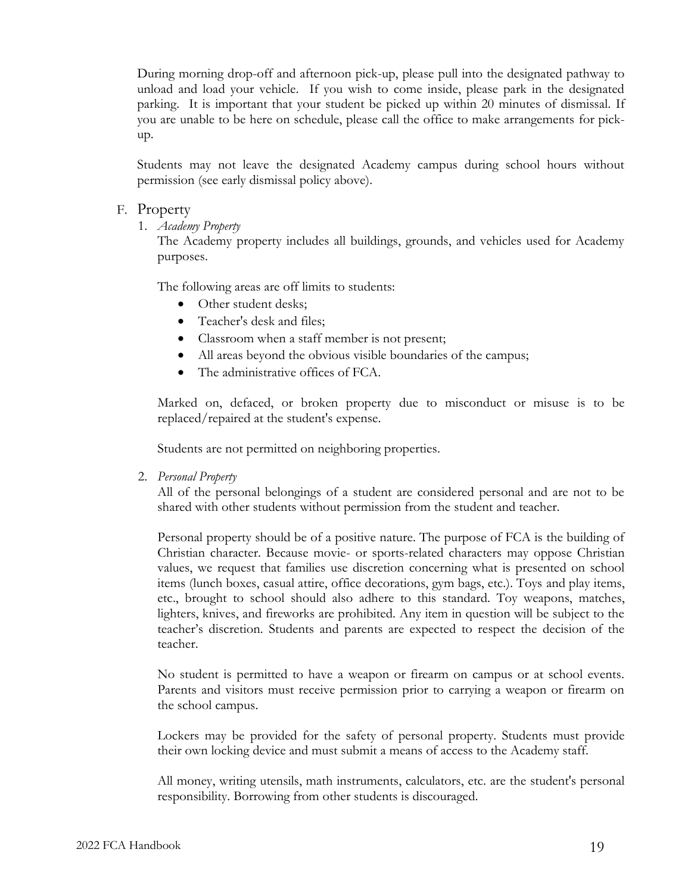During morning drop-off and afternoon pick-up, please pull into the designated pathway to unload and load your vehicle. If you wish to come inside, please park in the designated parking. It is important that your student be picked up within 20 minutes of dismissal. If you are unable to be here on schedule, please call the office to make arrangements for pick-up.

Students may not leave the designated Academy campus during school hours without permission (see early dismissal policy above).

## F. Property

1. *Academy Property*

   The Academy property includes all buildings, grounds, and vehicles used for Academy purposes.

   The following areas are off limits to students:

   - Other student desks;
   - Teacher's desk and files;
   - Classroom when a staff member is not present;
   - All areas beyond the obvious visible boundaries of the campus;
   - The administrative offices of FCA.

   Marked on, defaced, or broken property due to misconduct or misuse is to be replaced/repaired at the student's expense.

   Students are not permitted on neighboring properties.

2. *Personal Property*

   All of the personal belongings of a student are considered personal and are not to be shared with other students without permission from the student and teacher.

   Personal property should be of a positive nature. The purpose of FCA is the building of Christian character. Because movie- or sports-related characters may oppose Christian values, we request that families use discretion concerning what is presented on school items (lunch boxes, casual attire, office decorations, gym bags, etc.). Toys and play items, etc., brought to school should also adhere to this standard. Toy weapons, matches, lighters, knives, and fireworks are prohibited. Any item in question will be subject to the teacher's discretion. Students and parents are expected to respect the decision of the teacher.

   No student is permitted to have a weapon or firearm on campus or at school events. Parents and visitors must receive permission prior to carrying a weapon or firearm on the school campus.

   Lockers may be provided for the safety of personal property. Students must provide their own locking device and must submit a means of access to the Academy staff.

   All money, writing utensils, math instruments, calculators, etc. are the student's personal responsibility. Borrowing from other students is discouraged.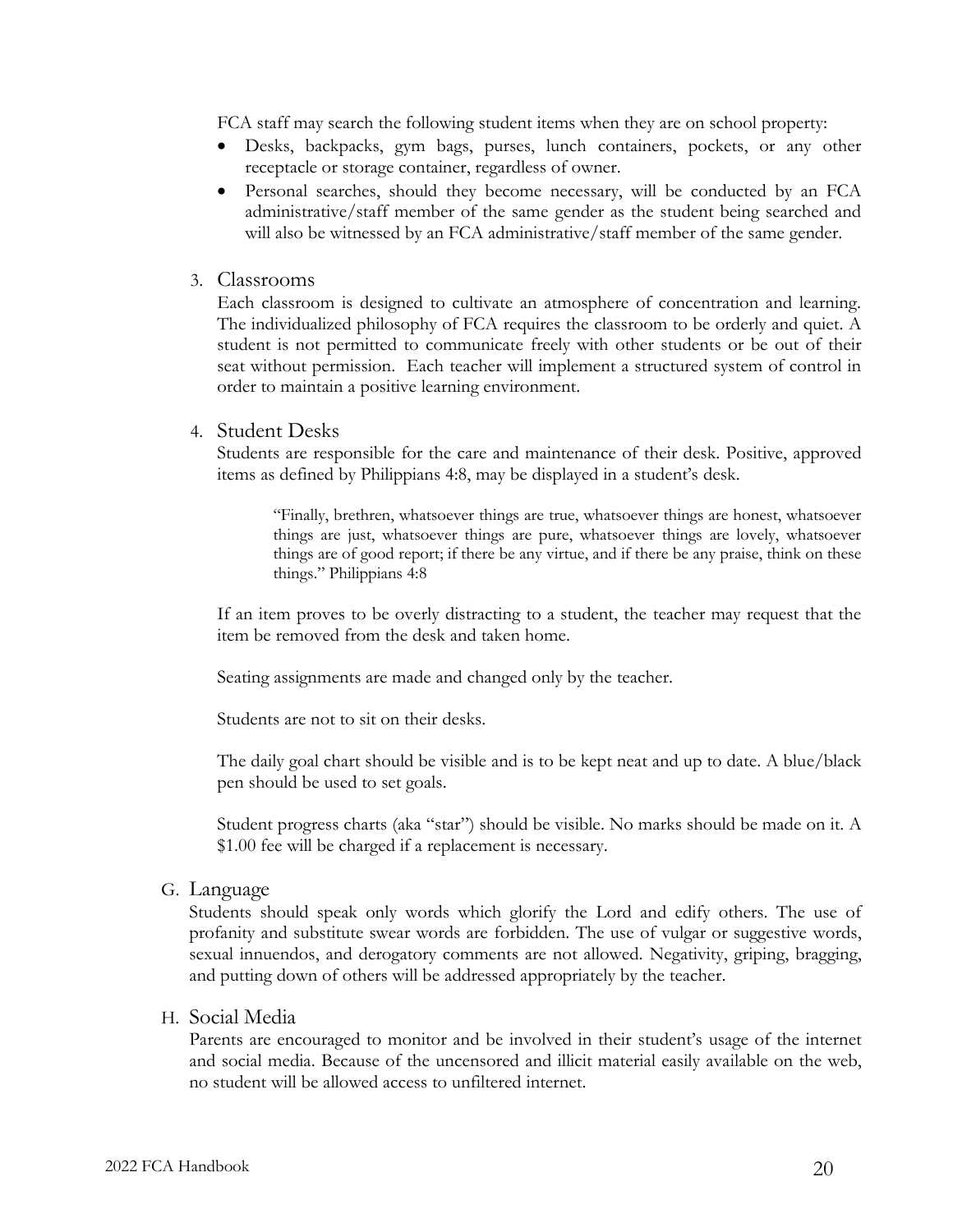FCA staff may search the following student items when they are on school property:

- Desks, backpacks, gym bags, purses, lunch containers, pockets, or any other receptacle or storage container, regardless of owner.
- Personal searches, should they become necessary, will be conducted by an FCA administrative/staff member of the same gender as the student being searched and will also be witnessed by an FCA administrative/staff member of the same gender.

### 3. Classrooms

Each classroom is designed to cultivate an atmosphere of concentration and learning. The individualized philosophy of FCA requires the classroom to be orderly and quiet. A student is not permitted to communicate freely with other students or be out of their seat without permission. Each teacher will implement a structured system of control in order to maintain a positive learning environment.

### 4. Student Desks

Students are responsible for the care and maintenance of their desk. Positive, approved items as defined by Philippians 4:8, may be displayed in a student's desk.

> "Finally, brethren, whatsoever things are true, whatsoever things are honest, whatsoever things are just, whatsoever things are pure, whatsoever things are lovely, whatsoever things are of good report; if there be any virtue, and if there be any praise, think on these things." Philippians 4:8

If an item proves to be overly distracting to a student, the teacher may request that the item be removed from the desk and taken home.

Seating assignments are made and changed only by the teacher.

Students are not to sit on their desks.

The daily goal chart should be visible and is to be kept neat and up to date. A blue/black pen should be used to set goals.

Student progress charts (aka "star") should be visible. No marks should be made on it. A $1.00 fee will be charged if a replacement is necessary.

## G. Language

Students should speak only words which glorify the Lord and edify others. The use of profanity and substitute swear words are forbidden. The use of vulgar or suggestive words, sexual innuendos, and derogatory comments are not allowed. Negativity, griping, bragging, and putting down of others will be addressed appropriately by the teacher.

## H. Social Media

Parents are encouraged to monitor and be involved in their student's usage of the internet and social media. Because of the uncensored and illicit material easily available on the web, no student will be allowed access to unfiltered internet.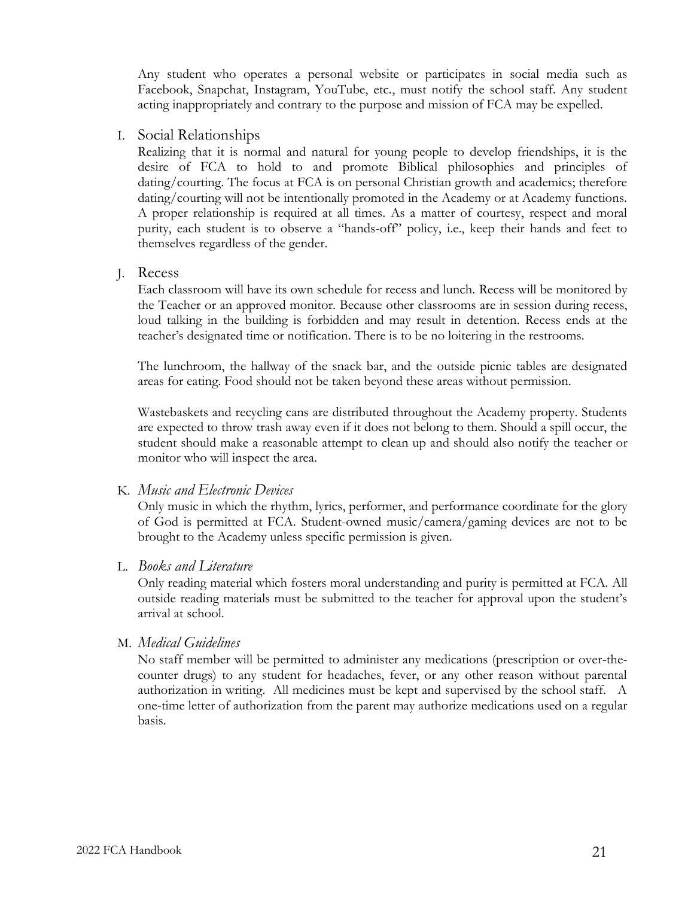Any student who operates a personal website or participates in social media such as Facebook, Snapchat, Instagram, YouTube, etc., must notify the school staff. Any student acting inappropriately and contrary to the purpose and mission of FCA may be expelled.

### I. Social Relationships

Realizing that it is normal and natural for young people to develop friendships, it is the desire of FCA to hold to and promote Biblical philosophies and principles of dating/courting. The focus at FCA is on personal Christian growth and academics; therefore dating/courting will not be intentionally promoted in the Academy or at Academy functions. A proper relationship is required at all times. As a matter of courtesy, respect and moral purity, each student is to observe a "hands-off" policy, i.e., keep their hands and feet to themselves regardless of the gender.

### J. Recess

Each classroom will have its own schedule for recess and lunch. Recess will be monitored by the Teacher or an approved monitor. Because other classrooms are in session during recess, loud talking in the building is forbidden and may result in detention. Recess ends at the teacher's designated time or notification. There is to be no loitering in the restrooms.

The lunchroom, the hallway of the snack bar, and the outside picnic tables are designated areas for eating. Food should not be taken beyond these areas without permission.

Wastebaskets and recycling cans are distributed throughout the Academy property. Students are expected to throw trash away even if it does not belong to them. Should a spill occur, the student should make a reasonable attempt to clean up and should also notify the teacher or monitor who will inspect the area.

### K. *Music and Electronic Devices*

Only music in which the rhythm, lyrics, performer, and performance coordinate for the glory of God is permitted at FCA. Student-owned music/camera/gaming devices are not to be brought to the Academy unless specific permission is given.

### L. *Books and Literature*

Only reading material which fosters moral understanding and purity is permitted at FCA. All outside reading materials must be submitted to the teacher for approval upon the student's arrival at school.

### M. *Medical Guidelines*

No staff member will be permitted to administer any medications (prescription or over-the-counter drugs) to any student for headaches, fever, or any other reason without parental authorization in writing. All medicines must be kept and supervised by the school staff. A one-time letter of authorization from the parent may authorize medications used on a regular basis.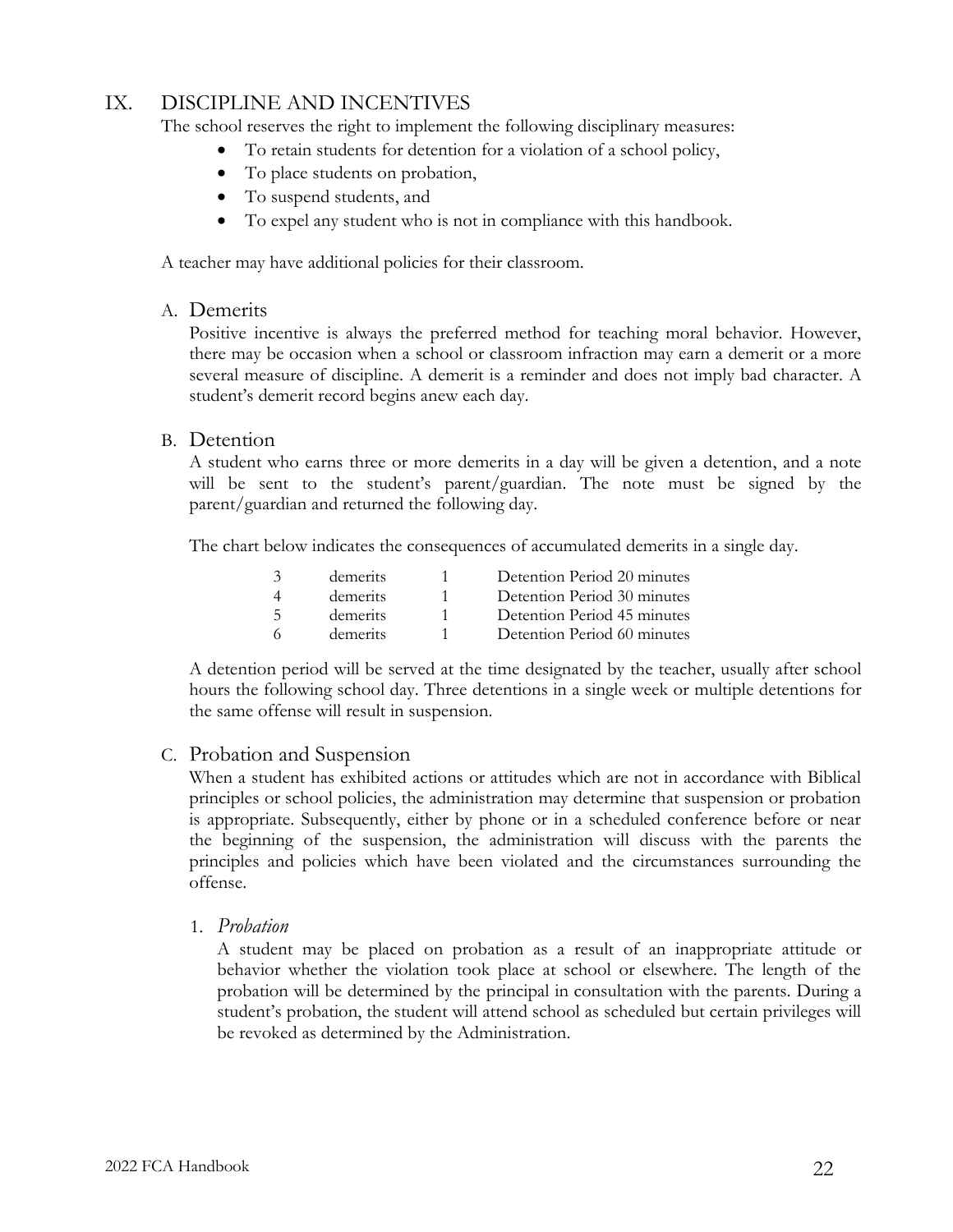## IX. DISCIPLINE AND INCENTIVES

The school reserves the right to implement the following disciplinary measures:

- To retain students for detention for a violation of a school policy,
- To place students on probation,
- To suspend students, and
- To expel any student who is not in compliance with this handbook.

A teacher may have additional policies for their classroom.

### A. Demerits

Positive incentive is always the preferred method for teaching moral behavior. However, there may be occasion when a school or classroom infraction may earn a demerit or a more several measure of discipline. A demerit is a reminder and does not imply bad character. A student's demerit record begins anew each day.

### B. Detention

A student who earns three or more demerits in a day will be given a detention, and a note will be sent to the student's parent/guardian. The note must be signed by the parent/guardian and returned the following day.

The chart below indicates the consequences of accumulated demerits in a single day.

| | | | |
|---|---|---|---|
| 3 | demerits | 1 | Detention Period 20 minutes |
| 4 | demerits | 1 | Detention Period 30 minutes |
| 5 | demerits | 1 | Detention Period 45 minutes |
| 6 | demerits | 1 | Detention Period 60 minutes |

A detention period will be served at the time designated by the teacher, usually after school hours the following school day. Three detentions in a single week or multiple detentions for the same offense will result in suspension.

### C. Probation and Suspension

When a student has exhibited actions or attitudes which are not in accordance with Biblical principles or school policies, the administration may determine that suspension or probation is appropriate. Subsequently, either by phone or in a scheduled conference before or near the beginning of the suspension, the administration will discuss with the parents the principles and policies which have been violated and the circumstances surrounding the offense.

#### 1. *Probation*

A student may be placed on probation as a result of an inappropriate attitude or behavior whether the violation took place at school or elsewhere. The length of the probation will be determined by the principal in consultation with the parents. During a student's probation, the student will attend school as scheduled but certain privileges will be revoked as determined by the Administration.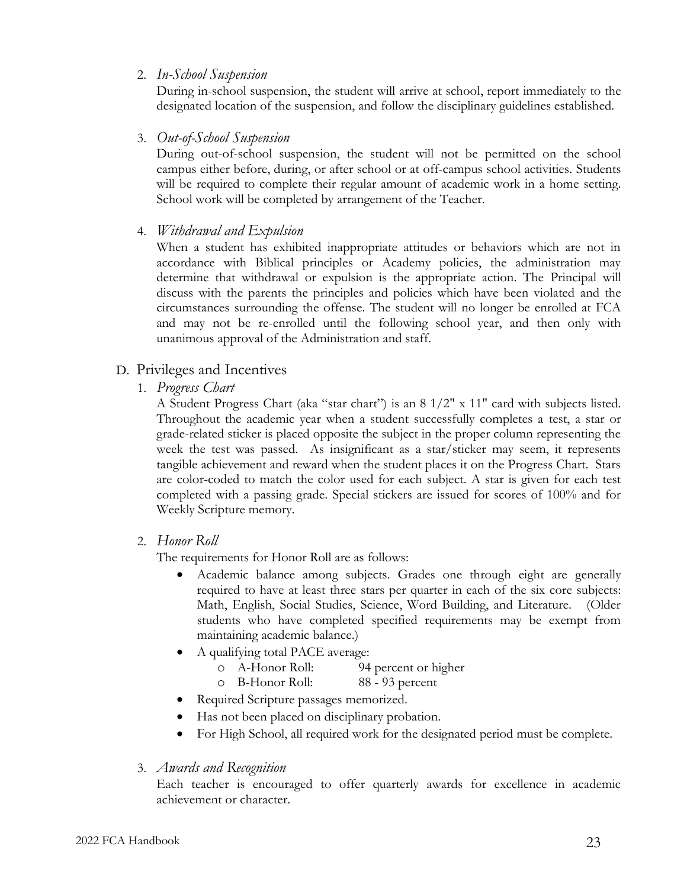2. *In-School Suspension*

During in-school suspension, the student will arrive at school, report immediately to the designated location of the suspension, and follow the disciplinary guidelines established.

3. *Out-of-School Suspension*

During out-of-school suspension, the student will not be permitted on the school campus either before, during, or after school or at off-campus school activities. Students will be required to complete their regular amount of academic work in a home setting. School work will be completed by arrangement of the Teacher.

4. *Withdrawal and Expulsion*

When a student has exhibited inappropriate attitudes or behaviors which are not in accordance with Biblical principles or Academy policies, the administration may determine that withdrawal or expulsion is the appropriate action. The Principal will discuss with the parents the principles and policies which have been violated and the circumstances surrounding the offense. The student will no longer be enrolled at FCA and may not be re-enrolled until the following school year, and then only with unanimous approval of the Administration and staff.

## D. Privileges and Incentives

1. *Progress Chart*

A Student Progress Chart (aka "star chart") is an 8 1/2" x 11" card with subjects listed. Throughout the academic year when a student successfully completes a test, a star or grade-related sticker is placed opposite the subject in the proper column representing the week the test was passed. As insignificant as a star/sticker may seem, it represents tangible achievement and reward when the student places it on the Progress Chart. Stars are color-coded to match the color used for each subject. A star is given for each test completed with a passing grade. Special stickers are issued for scores of 100% and for Weekly Scripture memory.

2. *Honor Roll*

The requirements for Honor Roll are as follows:

- Academic balance among subjects. Grades one through eight are generally required to have at least three stars per quarter in each of the six core subjects: Math, English, Social Studies, Science, Word Building, and Literature. (Older students who have completed specified requirements may be exempt from maintaining academic balance.)
- A qualifying total PACE average:
  - A-Honor Roll: 94 percent or higher
  - B-Honor Roll: 88 - 93 percent
- Required Scripture passages memorized.
- Has not been placed on disciplinary probation.
- For High School, all required work for the designated period must be complete.

3. *Awards and Recognition*

Each teacher is encouraged to offer quarterly awards for excellence in academic achievement or character.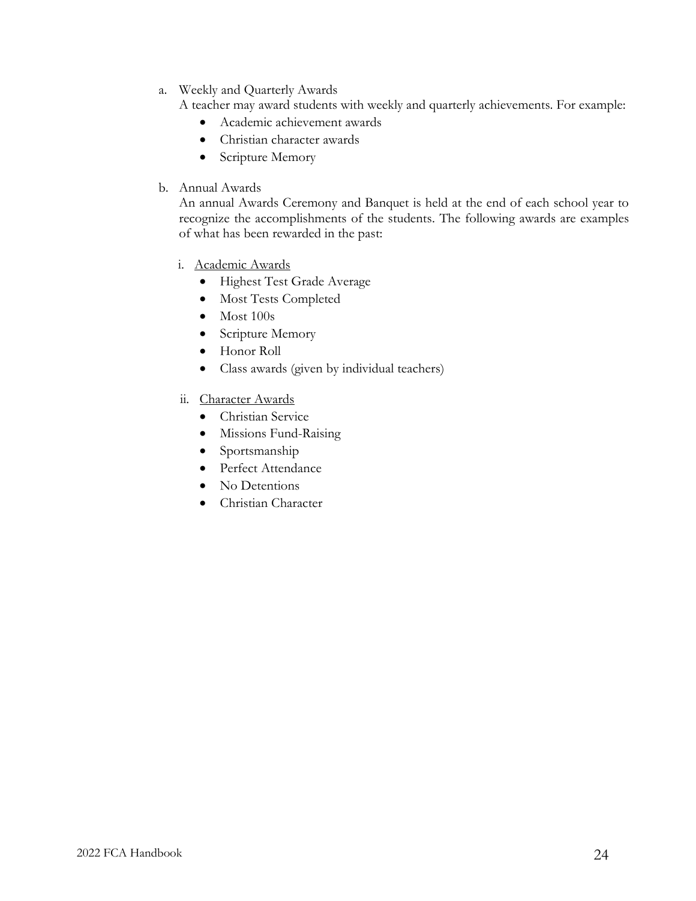a. Weekly and Quarterly Awards

A teacher may award students with weekly and quarterly achievements. For example:

- Academic achievement awards
- Christian character awards
- Scripture Memory

b. Annual Awards

An annual Awards Ceremony and Banquet is held at the end of each school year to recognize the accomplishments of the students. The following awards are examples of what has been rewarded in the past:

i. <u>Academic Awards</u>

- Highest Test Grade Average
- Most Tests Completed
- Most 100s
- Scripture Memory
- Honor Roll
- Class awards (given by individual teachers)

ii. <u>Character Awards</u>

- Christian Service
- Missions Fund-Raising
- Sportsmanship
- Perfect Attendance
- No Detentions
- Christian Character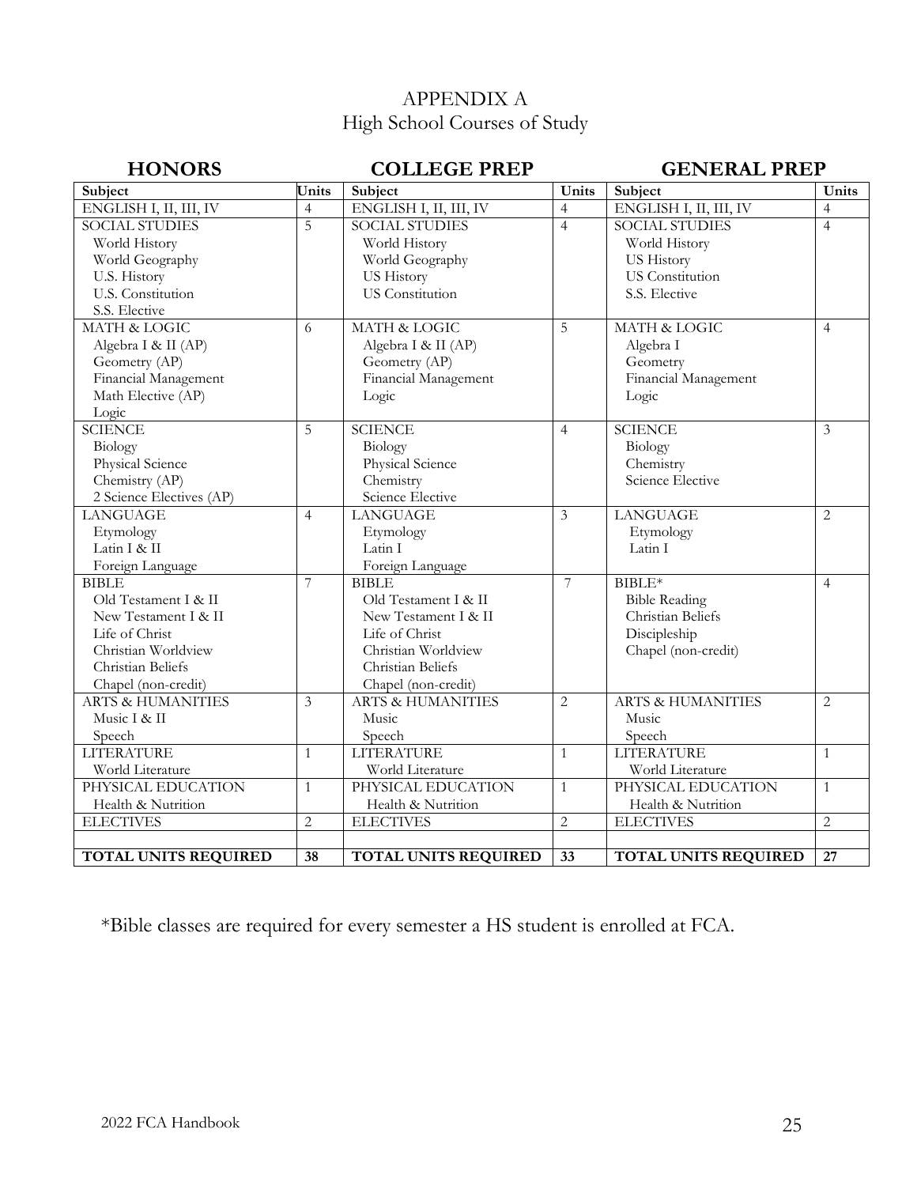# APPENDIX A

## High School Courses of Study

| HONORS | | COLLEGE PREP | | GENERAL PREP | |
|---|---|---|---|---|---|
| **Subject** | **Units** | **Subject** | **Units** | **Subject** | **Units** |
| ENGLISH I, II, III, IV | 4 | ENGLISH I, II, III, IV | 4 | ENGLISH I, II, III, IV | 4 |
| SOCIAL STUDIES<br>World History<br>World Geography<br>U.S. History<br>U.S. Constitution<br>S.S. Elective | 5 | SOCIAL STUDIES<br>World History<br>World Geography<br>US History<br>US Constitution | 4 | SOCIAL STUDIES<br>World History<br>US History<br>US Constitution<br>S.S. Elective | 4 |
| MATH & LOGIC<br>Algebra I & II (AP)<br>Geometry (AP)<br>Financial Management<br>Math Elective (AP)<br>Logic | 6 | MATH & LOGIC<br>Algebra I & II (AP)<br>Geometry (AP)<br>Financial Management<br>Logic | 5 | MATH & LOGIC<br>Algebra I<br>Geometry<br>Financial Management<br>Logic | 4 |
| SCIENCE<br>Biology<br>Physical Science<br>Chemistry (AP)<br>2 Science Electives (AP) | 5 | SCIENCE<br>Biology<br>Physical Science<br>Chemistry<br>Science Elective | 4 | SCIENCE<br>Biology<br>Chemistry<br>Science Elective | 3 |
| LANGUAGE<br>Etymology<br>Latin I & II<br>Foreign Language | 4 | LANGUAGE<br>Etymology<br>Latin I<br>Foreign Language | 3 | LANGUAGE<br>Etymology<br>Latin I | 2 |
| BIBLE<br>Old Testament I & II<br>New Testament I & II<br>Life of Christ<br>Christian Worldview<br>Christian Beliefs<br>Chapel (non-credit) | 7 | BIBLE<br>Old Testament I & II<br>New Testament I & II<br>Life of Christ<br>Christian Worldview<br>Christian Beliefs<br>Chapel (non-credit) | 7 | BIBLE*<br>Bible Reading<br>Christian Beliefs<br>Discipleship<br>Chapel (non-credit) | 4 |
| ARTS & HUMANITIES<br>Music I & II<br>Speech | 3 | ARTS & HUMANITIES<br>Music<br>Speech | 2 | ARTS & HUMANITIES<br>Music<br>Speech | 2 |
| LITERATURE<br>World Literature | 1 | LITERATURE<br>World Literature | 1 | LITERATURE<br>World Literature | 1 |
| PHYSICAL EDUCATION<br>Health & Nutrition | 1 | PHYSICAL EDUCATION<br>Health & Nutrition | 1 | PHYSICAL EDUCATION<br>Health & Nutrition | 1 |
| ELECTIVES | 2 | ELECTIVES | 2 | ELECTIVES | 2 |
| | | | | | |
| **TOTAL UNITS REQUIRED** | **38** | **TOTAL UNITS REQUIRED** | **33** | **TOTAL UNITS REQUIRED** | **27** |

*Bible classes are required for every semester a HS student is enrolled at FCA.